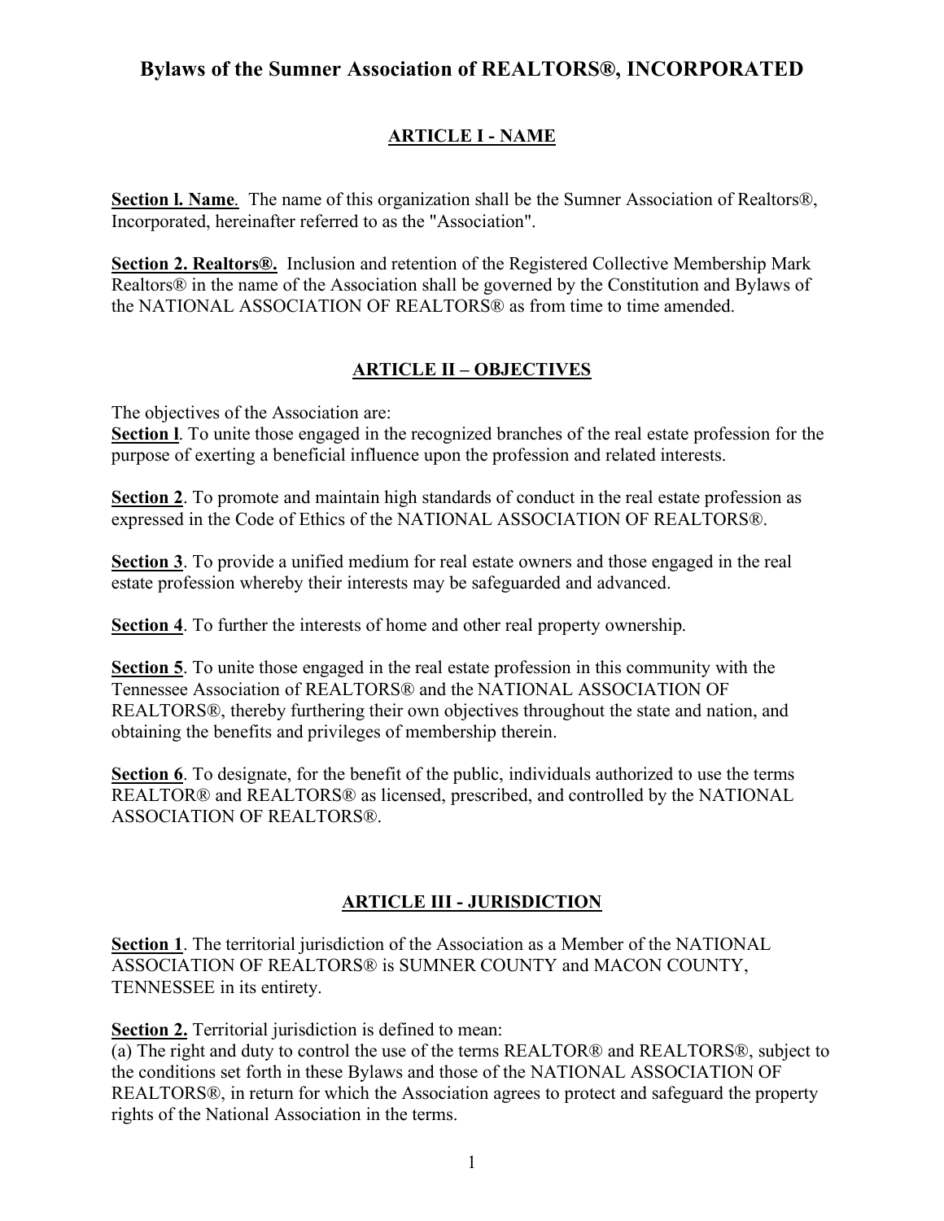# Bylaws of the Sumner Association of REALTORS®, INCORPORATED

## ARTICLE I - NAME

**Section l. Name**. The name of this organization shall be the Sumner Association of Realtors®, Incorporated, hereinafter referred to as the "Association".

**Section 2. Realtors®.** Inclusion and retention of the Registered Collective Membership Mark Realtors® in the name of the Association shall be governed by the Constitution and Bylaws of the NATIONAL ASSOCIATION OF REALTORS® as from time to time amended.

## ARTICLE II – OBJECTIVES

The objectives of the Association are:

**Section l**. To unite those engaged in the recognized branches of the real estate profession for the purpose of exerting a beneficial influence upon the profession and related interests.

**Section 2**. To promote and maintain high standards of conduct in the real estate profession as expressed in the Code of Ethics of the NATIONAL ASSOCIATION OF REALTORS®.

**Section 3**. To provide a unified medium for real estate owners and those engaged in the real estate profession whereby their interests may be safeguarded and advanced.

**Section 4**. To further the interests of home and other real property ownership.

**Section 5**. To unite those engaged in the real estate profession in this community with the Tennessee Association of REALTORS® and the NATIONAL ASSOCIATION OF REALTORS®, thereby furthering their own objectives throughout the state and nation, and obtaining the benefits and privileges of membership therein.

**Section 6**. To designate, for the benefit of the public, individuals authorized to use the terms REALTOR® and REALTORS® as licensed, prescribed, and controlled by the NATIONAL ASSOCIATION OF REALTORS®.

## ARTICLE III - JURISDICTION

**Section 1**. The territorial jurisdiction of the Association as a Member of the NATIONAL ASSOCIATION OF REALTORS® is SUMNER COUNTY and MACON COUNTY, TENNESSEE in its entirety.

**Section 2.** Territorial jurisdiction is defined to mean:

(a) The right and duty to control the use of the terms REALTOR® and REALTORS®, subject to the conditions set forth in these Bylaws and those of the NATIONAL ASSOCIATION OF REALTORS®, in return for which the Association agrees to protect and safeguard the property rights of the National Association in the terms.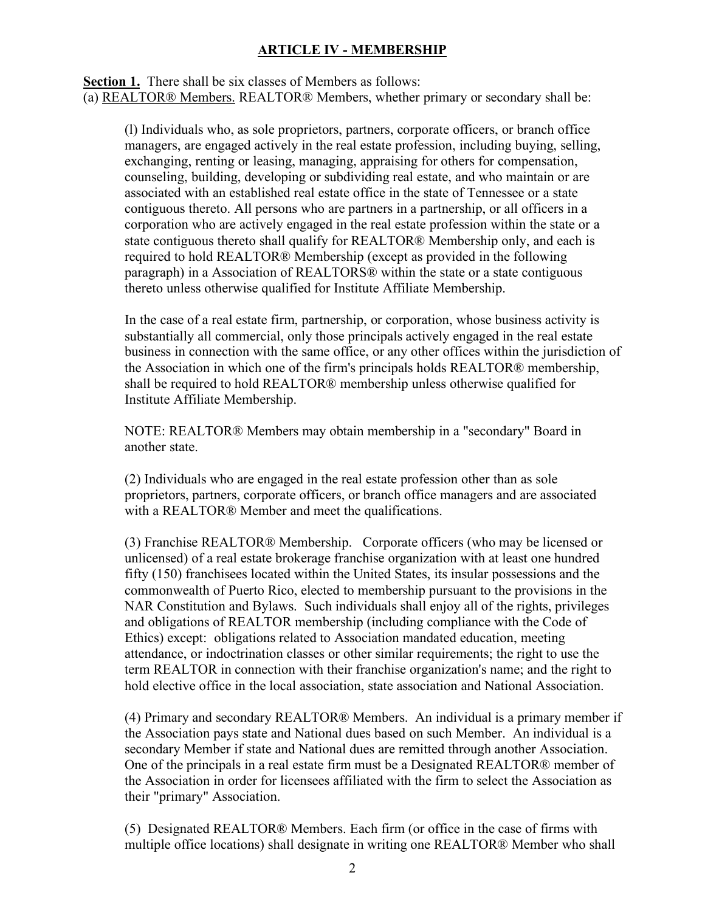## ARTICLE IV - MEMBERSHIP

**Section 1.** There shall be six classes of Members as follows:
(a) REALTOR® Members. REALTOR® Members, whether primary or secondary shall be:

(l) Individuals who, as sole proprietors, partners, corporate officers, or branch office managers, are engaged actively in the real estate profession, including buying, selling, exchanging, renting or leasing, managing, appraising for others for compensation, counseling, building, developing or subdividing real estate, and who maintain or are associated with an established real estate office in the state of Tennessee or a state contiguous thereto. All persons who are partners in a partnership, or all officers in a corporation who are actively engaged in the real estate profession within the state or a state contiguous thereto shall qualify for REALTOR® Membership only, and each is required to hold REALTOR® Membership (except as provided in the following paragraph) in a Association of REALTORS® within the state or a state contiguous thereto unless otherwise qualified for Institute Affiliate Membership.

In the case of a real estate firm, partnership, or corporation, whose business activity is substantially all commercial, only those principals actively engaged in the real estate business in connection with the same office, or any other offices within the jurisdiction of the Association in which one of the firm's principals holds REALTOR® membership, shall be required to hold REALTOR® membership unless otherwise qualified for Institute Affiliate Membership.

NOTE: REALTOR® Members may obtain membership in a "secondary" Board in another state.

(2) Individuals who are engaged in the real estate profession other than as sole proprietors, partners, corporate officers, or branch office managers and are associated with a REALTOR® Member and meet the qualifications.

(3) Franchise REALTOR® Membership. Corporate officers (who may be licensed or unlicensed) of a real estate brokerage franchise organization with at least one hundred fifty (150) franchisees located within the United States, its insular possessions and the commonwealth of Puerto Rico, elected to membership pursuant to the provisions in the NAR Constitution and Bylaws. Such individuals shall enjoy all of the rights, privileges and obligations of REALTOR membership (including compliance with the Code of Ethics) except: obligations related to Association mandated education, meeting attendance, or indoctrination classes or other similar requirements; the right to use the term REALTOR in connection with their franchise organization's name; and the right to hold elective office in the local association, state association and National Association.

(4) Primary and secondary REALTOR® Members. An individual is a primary member if the Association pays state and National dues based on such Member. An individual is a secondary Member if state and National dues are remitted through another Association. One of the principals in a real estate firm must be a Designated REALTOR® member of the Association in order for licensees affiliated with the firm to select the Association as their "primary" Association.

(5) Designated REALTOR® Members. Each firm (or office in the case of firms with multiple office locations) shall designate in writing one REALTOR® Member who shall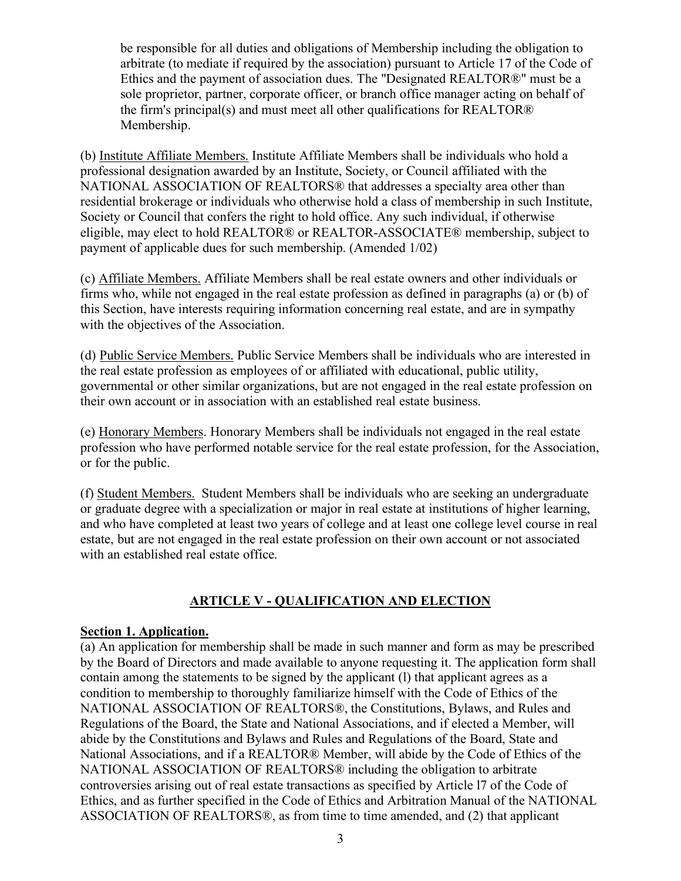be responsible for all duties and obligations of Membership including the obligation to arbitrate (to mediate if required by the association) pursuant to Article 17 of the Code of Ethics and the payment of association dues. The "Designated REALTOR®" must be a sole proprietor, partner, corporate officer, or branch office manager acting on behalf of the firm's principal(s) and must meet all other qualifications for REALTOR® Membership.

(b) Institute Affiliate Members. Institute Affiliate Members shall be individuals who hold a professional designation awarded by an Institute, Society, or Council affiliated with the NATIONAL ASSOCIATION OF REALTORS® that addresses a specialty area other than residential brokerage or individuals who otherwise hold a class of membership in such Institute, Society or Council that confers the right to hold office. Any such individual, if otherwise eligible, may elect to hold REALTOR® or REALTOR-ASSOCIATE® membership, subject to payment of applicable dues for such membership. (Amended 1/02)

(c) Affiliate Members. Affiliate Members shall be real estate owners and other individuals or firms who, while not engaged in the real estate profession as defined in paragraphs (a) or (b) of this Section, have interests requiring information concerning real estate, and are in sympathy with the objectives of the Association.

(d) Public Service Members. Public Service Members shall be individuals who are interested in the real estate profession as employees of or affiliated with educational, public utility, governmental or other similar organizations, but are not engaged in the real estate profession on their own account or in association with an established real estate business.

(e) Honorary Members. Honorary Members shall be individuals not engaged in the real estate profession who have performed notable service for the real estate profession, for the Association, or for the public.

(f) Student Members. Student Members shall be individuals who are seeking an undergraduate or graduate degree with a specialization or major in real estate at institutions of higher learning, and who have completed at least two years of college and at least one college level course in real estate, but are not engaged in the real estate profession on their own account or not associated with an established real estate office.

## ARTICLE V - QUALIFICATION AND ELECTION

**Section 1. Application.**

(a) An application for membership shall be made in such manner and form as may be prescribed by the Board of Directors and made available to anyone requesting it. The application form shall contain among the statements to be signed by the applicant (l) that applicant agrees as a condition to membership to thoroughly familiarize himself with the Code of Ethics of the NATIONAL ASSOCIATION OF REALTORS®, the Constitutions, Bylaws, and Rules and Regulations of the Board, the State and National Associations, and if elected a Member, will abide by the Constitutions and Bylaws and Rules and Regulations of the Board, State and National Associations, and if a REALTOR® Member, will abide by the Code of Ethics of the NATIONAL ASSOCIATION OF REALTORS® including the obligation to arbitrate controversies arising out of real estate transactions as specified by Article l7 of the Code of Ethics, and as further specified in the Code of Ethics and Arbitration Manual of the NATIONAL ASSOCIATION OF REALTORS®, as from time to time amended, and (2) that applicant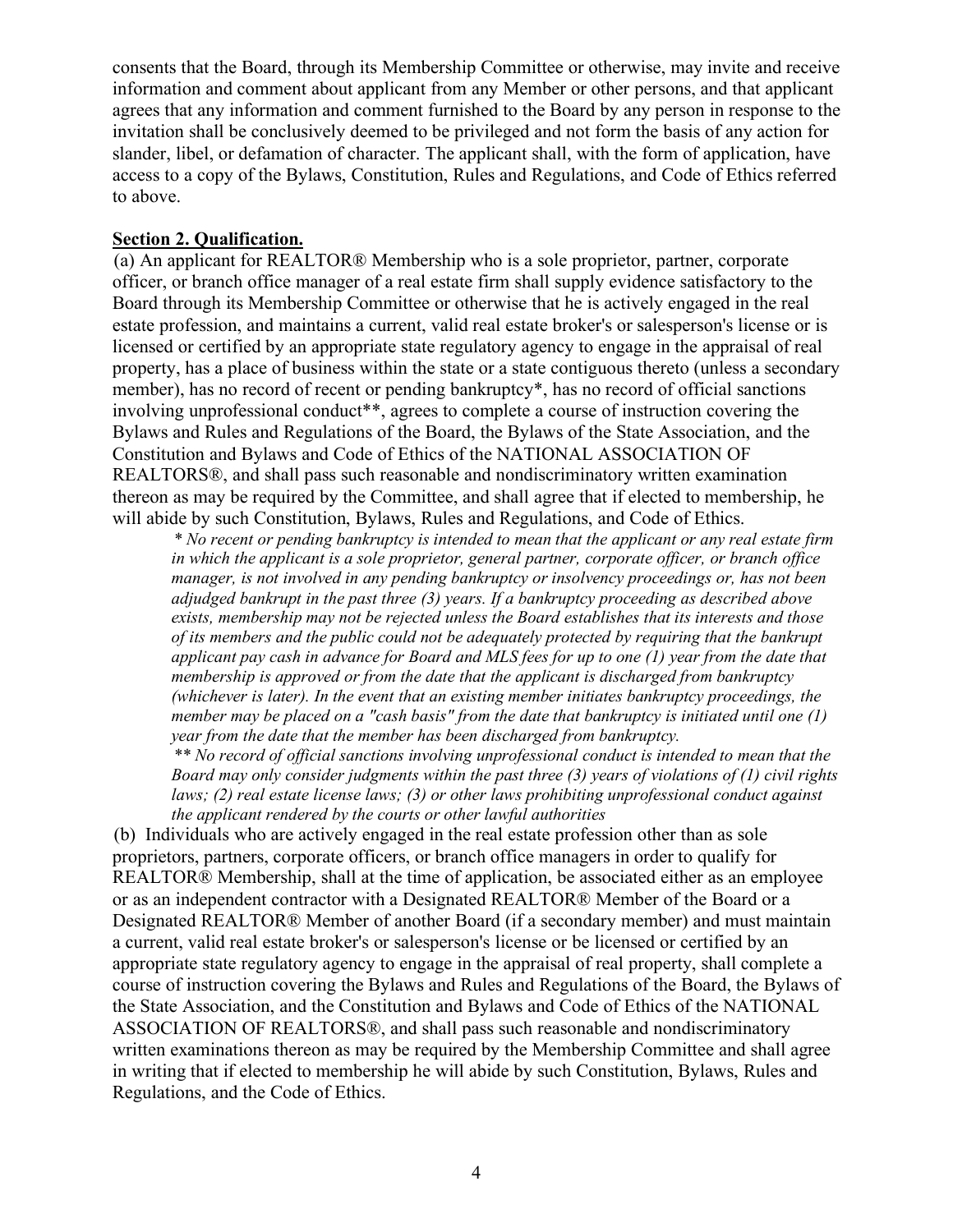consents that the Board, through its Membership Committee or otherwise, may invite and receive information and comment about applicant from any Member or other persons, and that applicant agrees that any information and comment furnished to the Board by any person in response to the invitation shall be conclusively deemed to be privileged and not form the basis of any action for slander, libel, or defamation of character. The applicant shall, with the form of application, have access to a copy of the Bylaws, Constitution, Rules and Regulations, and Code of Ethics referred to above.

**Section 2. Qualification.**

(a) An applicant for REALTOR® Membership who is a sole proprietor, partner, corporate officer, or branch office manager of a real estate firm shall supply evidence satisfactory to the Board through its Membership Committee or otherwise that he is actively engaged in the real estate profession, and maintains a current, valid real estate broker's or salesperson's license or is licensed or certified by an appropriate state regulatory agency to engage in the appraisal of real property, has a place of business within the state or a state contiguous thereto (unless a secondary member), has no record of recent or pending bankruptcy*, has no record of official sanctions involving unprofessional conduct**, agrees to complete a course of instruction covering the Bylaws and Rules and Regulations of the Board, the Bylaws of the State Association, and the Constitution and Bylaws and Code of Ethics of the NATIONAL ASSOCIATION OF REALTORS®, and shall pass such reasonable and nondiscriminatory written examination thereon as may be required by the Committee, and shall agree that if elected to membership, he will abide by such Constitution, Bylaws, Rules and Regulations, and Code of Ethics.

> *\* No recent or pending bankruptcy is intended to mean that the applicant or any real estate firm in which the applicant is a sole proprietor, general partner, corporate officer, or branch office manager, is not involved in any pending bankruptcy or insolvency proceedings or, has not been adjudged bankrupt in the past three (3) years. If a bankruptcy proceeding as described above exists, membership may not be rejected unless the Board establishes that its interests and those of its members and the public could not be adequately protected by requiring that the bankrupt applicant pay cash in advance for Board and MLS fees for up to one (1) year from the date that membership is approved or from the date that the applicant is discharged from bankruptcy (whichever is later). In the event that an existing member initiates bankruptcy proceedings, the member may be placed on a "cash basis" from the date that bankruptcy is initiated until one (1) year from the date that the member has been discharged from bankruptcy.*
>
> *\*\* No record of official sanctions involving unprofessional conduct is intended to mean that the Board may only consider judgments within the past three (3) years of violations of (1) civil rights laws; (2) real estate license laws; (3) or other laws prohibiting unprofessional conduct against the applicant rendered by the courts or other lawful authorities*

(b) Individuals who are actively engaged in the real estate profession other than as sole proprietors, partners, corporate officers, or branch office managers in order to qualify for REALTOR® Membership, shall at the time of application, be associated either as an employee or as an independent contractor with a Designated REALTOR® Member of the Board or a Designated REALTOR® Member of another Board (if a secondary member) and must maintain a current, valid real estate broker's or salesperson's license or be licensed or certified by an appropriate state regulatory agency to engage in the appraisal of real property, shall complete a course of instruction covering the Bylaws and Rules and Regulations of the Board, the Bylaws of the State Association, and the Constitution and Bylaws and Code of Ethics of the NATIONAL ASSOCIATION OF REALTORS®, and shall pass such reasonable and nondiscriminatory written examinations thereon as may be required by the Membership Committee and shall agree in writing that if elected to membership he will abide by such Constitution, Bylaws, Rules and Regulations, and the Code of Ethics.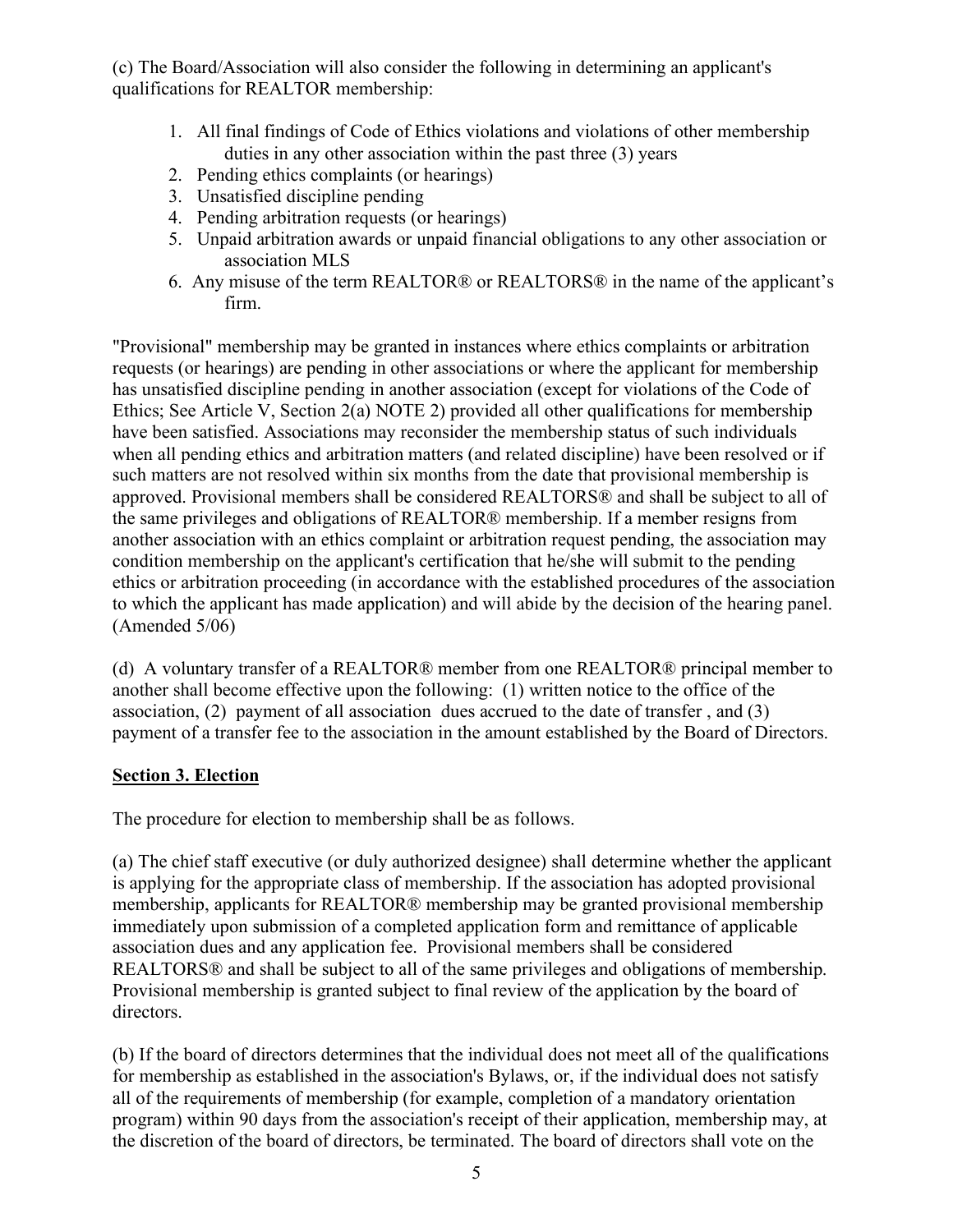(c) The Board/Association will also consider the following in determining an applicant's qualifications for REALTOR membership:

1. All final findings of Code of Ethics violations and violations of other membership duties in any other association within the past three (3) years
2. Pending ethics complaints (or hearings)
3. Unsatisfied discipline pending
4. Pending arbitration requests (or hearings)
5. Unpaid arbitration awards or unpaid financial obligations to any other association or association MLS
6. Any misuse of the term REALTOR® or REALTORS® in the name of the applicant's firm.

"Provisional" membership may be granted in instances where ethics complaints or arbitration requests (or hearings) are pending in other associations or where the applicant for membership has unsatisfied discipline pending in another association (except for violations of the Code of Ethics; See Article V, Section 2(a) NOTE 2) provided all other qualifications for membership have been satisfied. Associations may reconsider the membership status of such individuals when all pending ethics and arbitration matters (and related discipline) have been resolved or if such matters are not resolved within six months from the date that provisional membership is approved. Provisional members shall be considered REALTORS® and shall be subject to all of the same privileges and obligations of REALTOR® membership. If a member resigns from another association with an ethics complaint or arbitration request pending, the association may condition membership on the applicant's certification that he/she will submit to the pending ethics or arbitration proceeding (in accordance with the established procedures of the association to which the applicant has made application) and will abide by the decision of the hearing panel. (Amended 5/06)

(d) A voluntary transfer of a REALTOR® member from one REALTOR® principal member to another shall become effective upon the following: (1) written notice to the office of the association, (2) payment of all association dues accrued to the date of transfer , and (3) payment of a transfer fee to the association in the amount established by the Board of Directors.

## Section 3. Election

The procedure for election to membership shall be as follows.

(a) The chief staff executive (or duly authorized designee) shall determine whether the applicant is applying for the appropriate class of membership. If the association has adopted provisional membership, applicants for REALTOR® membership may be granted provisional membership immediately upon submission of a completed application form and remittance of applicable association dues and any application fee. Provisional members shall be considered REALTORS® and shall be subject to all of the same privileges and obligations of membership. Provisional membership is granted subject to final review of the application by the board of directors.

(b) If the board of directors determines that the individual does not meet all of the qualifications for membership as established in the association's Bylaws, or, if the individual does not satisfy all of the requirements of membership (for example, completion of a mandatory orientation program) within 90 days from the association's receipt of their application, membership may, at the discretion of the board of directors, be terminated. The board of directors shall vote on the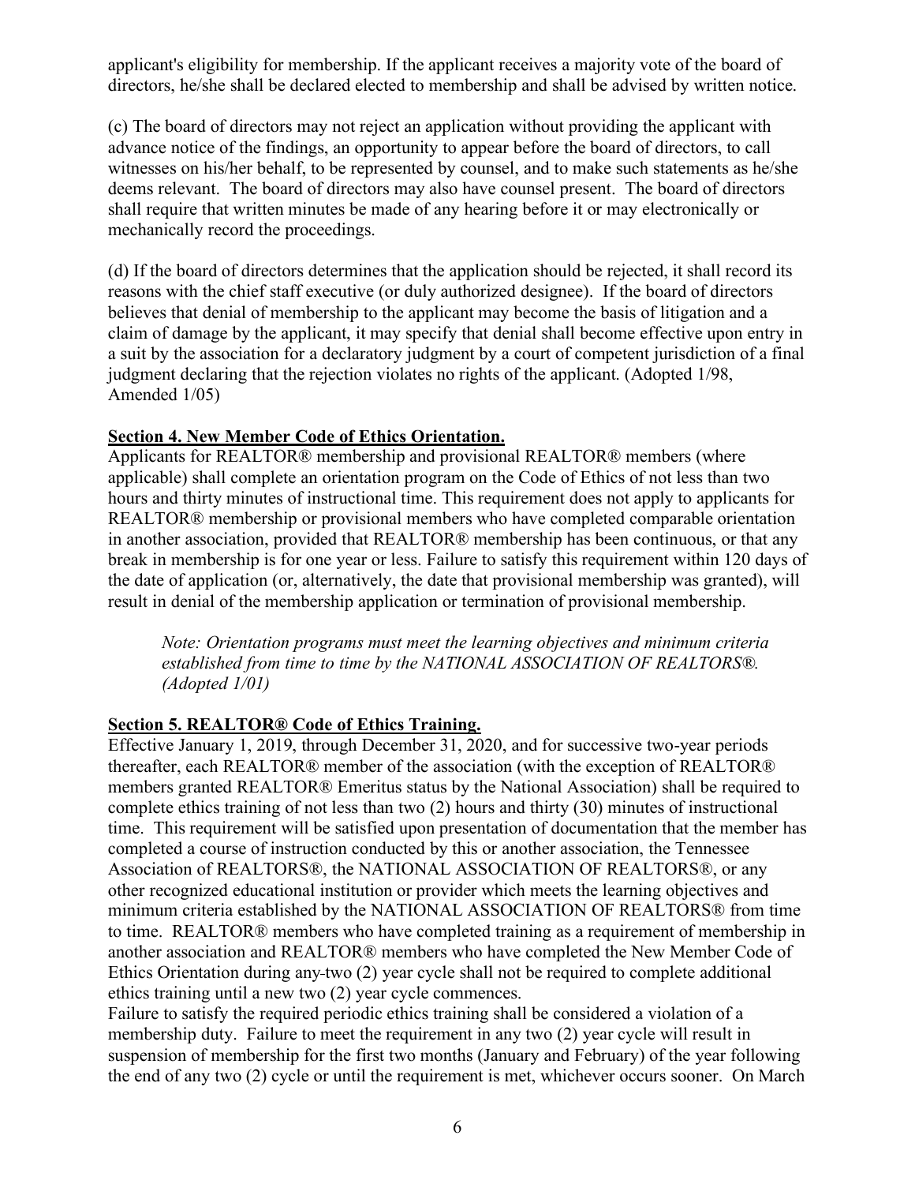applicant's eligibility for membership. If the applicant receives a majority vote of the board of directors, he/she shall be declared elected to membership and shall be advised by written notice.

(c) The board of directors may not reject an application without providing the applicant with advance notice of the findings, an opportunity to appear before the board of directors, to call witnesses on his/her behalf, to be represented by counsel, and to make such statements as he/she deems relevant. The board of directors may also have counsel present. The board of directors shall require that written minutes be made of any hearing before it or may electronically or mechanically record the proceedings.

(d) If the board of directors determines that the application should be rejected, it shall record its reasons with the chief staff executive (or duly authorized designee). If the board of directors believes that denial of membership to the applicant may become the basis of litigation and a claim of damage by the applicant, it may specify that denial shall become effective upon entry in a suit by the association for a declaratory judgment by a court of competent jurisdiction of a final judgment declaring that the rejection violates no rights of the applicant. (Adopted 1/98, Amended 1/05)

**Section 4. New Member Code of Ethics Orientation.**

Applicants for REALTOR® membership and provisional REALTOR® members (where applicable) shall complete an orientation program on the Code of Ethics of not less than two hours and thirty minutes of instructional time. This requirement does not apply to applicants for REALTOR® membership or provisional members who have completed comparable orientation in another association, provided that REALTOR® membership has been continuous, or that any break in membership is for one year or less. Failure to satisfy this requirement within 120 days of the date of application (or, alternatively, the date that provisional membership was granted), will result in denial of the membership application or termination of provisional membership.

> *Note: Orientation programs must meet the learning objectives and minimum criteria established from time to time by the NATIONAL ASSOCIATION OF REALTORS®. (Adopted 1/01)*

**Section 5. REALTOR® Code of Ethics Training.**

Effective January 1, 2019, through December 31, 2020, and for successive two-year periods thereafter, each REALTOR® member of the association (with the exception of REALTOR® members granted REALTOR® Emeritus status by the National Association) shall be required to complete ethics training of not less than two (2) hours and thirty (30) minutes of instructional time. This requirement will be satisfied upon presentation of documentation that the member has completed a course of instruction conducted by this or another association, the Tennessee Association of REALTORS®, the NATIONAL ASSOCIATION OF REALTORS®, or any other recognized educational institution or provider which meets the learning objectives and minimum criteria established by the NATIONAL ASSOCIATION OF REALTORS® from time to time. REALTOR® members who have completed training as a requirement of membership in another association and REALTOR® members who have completed the New Member Code of Ethics Orientation during any two (2) year cycle shall not be required to complete additional ethics training until a new two (2) year cycle commences.

Failure to satisfy the required periodic ethics training shall be considered a violation of a membership duty. Failure to meet the requirement in any two (2) year cycle will result in suspension of membership for the first two months (January and February) of the year following the end of any two (2) cycle or until the requirement is met, whichever occurs sooner. On March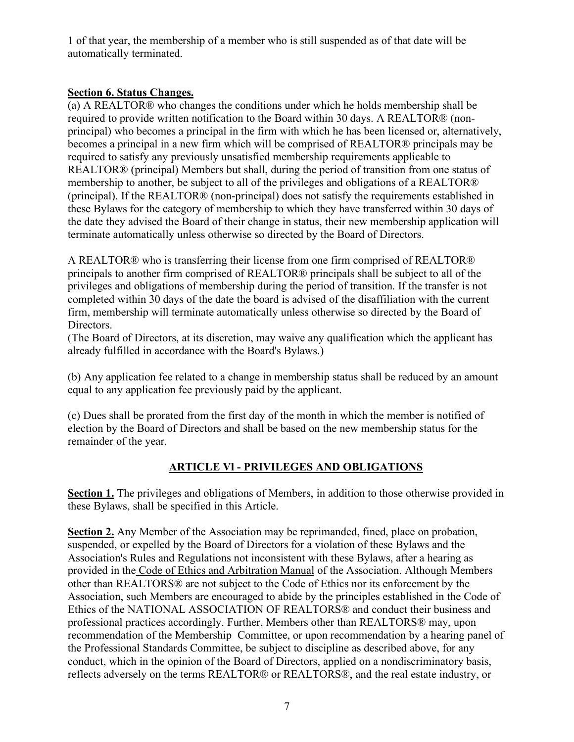1 of that year, the membership of a member who is still suspended as of that date will be automatically terminated.

**Section 6. Status Changes.**

(a) A REALTOR® who changes the conditions under which he holds membership shall be required to provide written notification to the Board within 30 days. A REALTOR® (non-principal) who becomes a principal in the firm with which he has been licensed or, alternatively, becomes a principal in a new firm which will be comprised of REALTOR® principals may be required to satisfy any previously unsatisfied membership requirements applicable to REALTOR® (principal) Members but shall, during the period of transition from one status of membership to another, be subject to all of the privileges and obligations of a REALTOR® (principal). If the REALTOR® (non-principal) does not satisfy the requirements established in these Bylaws for the category of membership to which they have transferred within 30 days of the date they advised the Board of their change in status, their new membership application will terminate automatically unless otherwise so directed by the Board of Directors.

A REALTOR® who is transferring their license from one firm comprised of REALTOR® principals to another firm comprised of REALTOR® principals shall be subject to all of the privileges and obligations of membership during the period of transition. If the transfer is not completed within 30 days of the date the board is advised of the disaffiliation with the current firm, membership will terminate automatically unless otherwise so directed by the Board of Directors.

(The Board of Directors, at its discretion, may waive any qualification which the applicant has already fulfilled in accordance with the Board's Bylaws.)

(b) Any application fee related to a change in membership status shall be reduced by an amount equal to any application fee previously paid by the applicant.

(c) Dues shall be prorated from the first day of the month in which the member is notified of election by the Board of Directors and shall be based on the new membership status for the remainder of the year.

## ARTICLE VI - PRIVILEGES AND OBLIGATIONS

**Section 1.** The privileges and obligations of Members, in addition to those otherwise provided in these Bylaws, shall be specified in this Article.

**Section 2.** Any Member of the Association may be reprimanded, fined, place on probation, suspended, or expelled by the Board of Directors for a violation of these Bylaws and the Association's Rules and Regulations not inconsistent with these Bylaws, after a hearing as provided in the Code of Ethics and Arbitration Manual of the Association. Although Members other than REALTORS® are not subject to the Code of Ethics nor its enforcement by the Association, such Members are encouraged to abide by the principles established in the Code of Ethics of the NATIONAL ASSOCIATION OF REALTORS® and conduct their business and professional practices accordingly. Further, Members other than REALTORS® may, upon recommendation of the Membership Committee, or upon recommendation by a hearing panel of the Professional Standards Committee, be subject to discipline as described above, for any conduct, which in the opinion of the Board of Directors, applied on a nondiscriminatory basis, reflects adversely on the terms REALTOR® or REALTORS®, and the real estate industry, or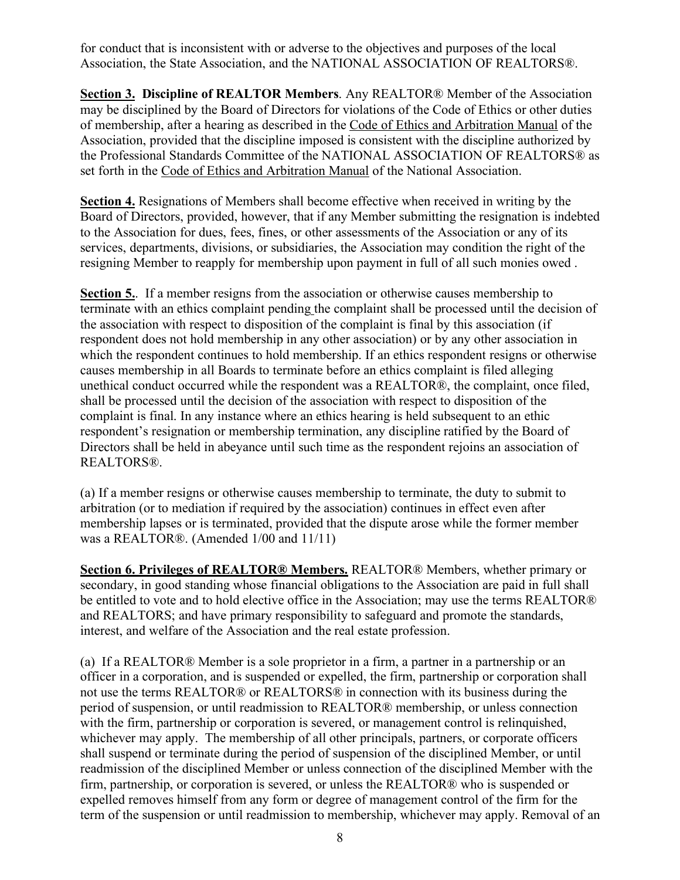for conduct that is inconsistent with or adverse to the objectives and purposes of the local Association, the State Association, and the NATIONAL ASSOCIATION OF REALTORS®.

**Section 3. Discipline of REALTOR Members**. Any REALTOR® Member of the Association may be disciplined by the Board of Directors for violations of the Code of Ethics or other duties of membership, after a hearing as described in the Code of Ethics and Arbitration Manual of the Association, provided that the discipline imposed is consistent with the discipline authorized by the Professional Standards Committee of the NATIONAL ASSOCIATION OF REALTORS® as set forth in the Code of Ethics and Arbitration Manual of the National Association.

**Section 4.** Resignations of Members shall become effective when received in writing by the Board of Directors, provided, however, that if any Member submitting the resignation is indebted to the Association for dues, fees, fines, or other assessments of the Association or any of its services, departments, divisions, or subsidiaries, the Association may condition the right of the resigning Member to reapply for membership upon payment in full of all such monies owed .

**Section 5.**. If a member resigns from the association or otherwise causes membership to terminate with an ethics complaint pending the complaint shall be processed until the decision of the association with respect to disposition of the complaint is final by this association (if respondent does not hold membership in any other association) or by any other association in which the respondent continues to hold membership. If an ethics respondent resigns or otherwise causes membership in all Boards to terminate before an ethics complaint is filed alleging unethical conduct occurred while the respondent was a REALTOR®, the complaint, once filed, shall be processed until the decision of the association with respect to disposition of the complaint is final. In any instance where an ethics hearing is held subsequent to an ethic respondent's resignation or membership termination, any discipline ratified by the Board of Directors shall be held in abeyance until such time as the respondent rejoins an association of REALTORS®.

(a) If a member resigns or otherwise causes membership to terminate, the duty to submit to arbitration (or to mediation if required by the association) continues in effect even after membership lapses or is terminated, provided that the dispute arose while the former member was a REALTOR®. (Amended 1/00 and 11/11)

**Section 6. Privileges of REALTOR® Members.** REALTOR® Members, whether primary or secondary, in good standing whose financial obligations to the Association are paid in full shall be entitled to vote and to hold elective office in the Association; may use the terms REALTOR® and REALTORS; and have primary responsibility to safeguard and promote the standards, interest, and welfare of the Association and the real estate profession.

(a) If a REALTOR® Member is a sole proprietor in a firm, a partner in a partnership or an officer in a corporation, and is suspended or expelled, the firm, partnership or corporation shall not use the terms REALTOR® or REALTORS® in connection with its business during the period of suspension, or until readmission to REALTOR® membership, or unless connection with the firm, partnership or corporation is severed, or management control is relinquished, whichever may apply. The membership of all other principals, partners, or corporate officers shall suspend or terminate during the period of suspension of the disciplined Member, or until readmission of the disciplined Member or unless connection of the disciplined Member with the firm, partnership, or corporation is severed, or unless the REALTOR® who is suspended or expelled removes himself from any form or degree of management control of the firm for the term of the suspension or until readmission to membership, whichever may apply. Removal of an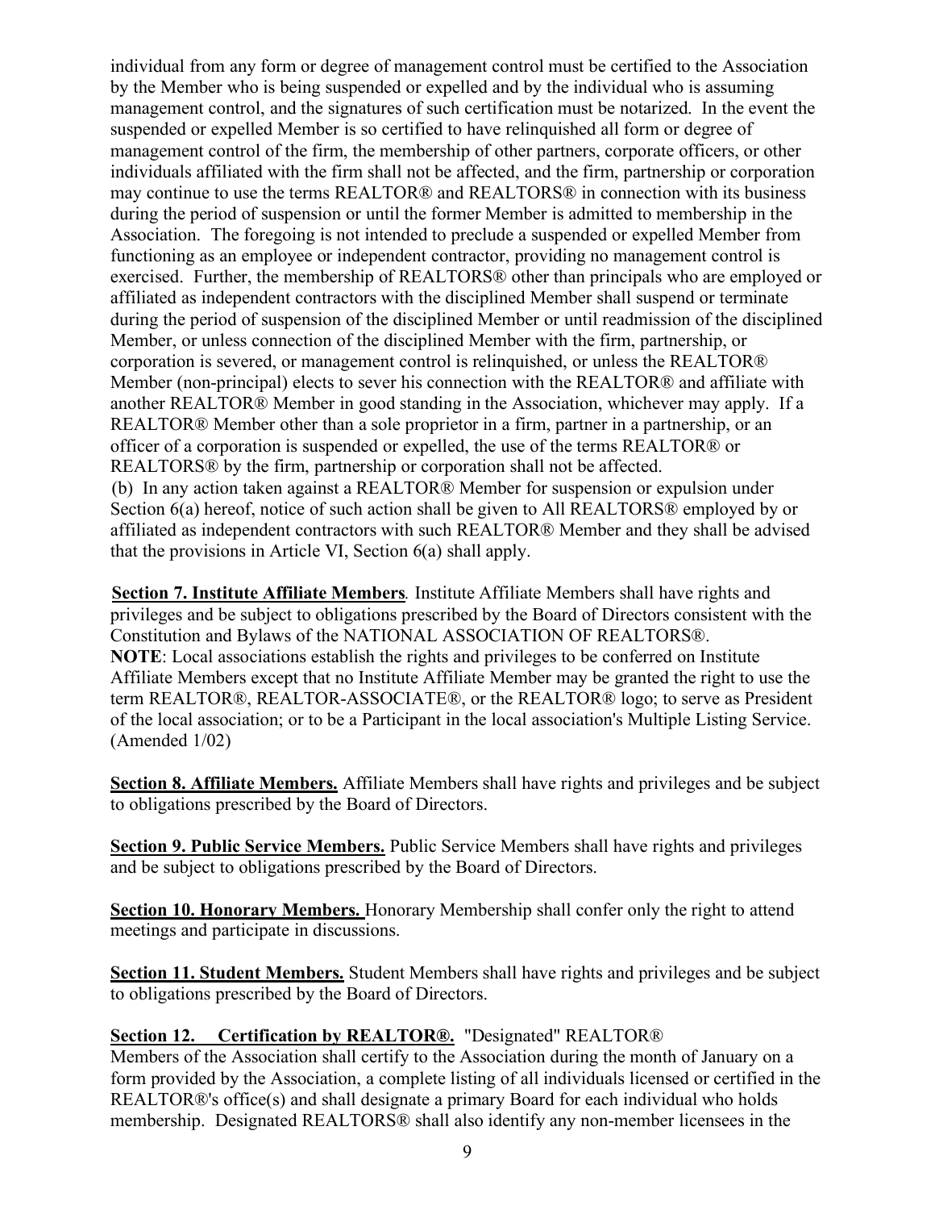individual from any form or degree of management control must be certified to the Association by the Member who is being suspended or expelled and by the individual who is assuming management control, and the signatures of such certification must be notarized. In the event the suspended or expelled Member is so certified to have relinquished all form or degree of management control of the firm, the membership of other partners, corporate officers, or other individuals affiliated with the firm shall not be affected, and the firm, partnership or corporation may continue to use the terms REALTOR® and REALTORS® in connection with its business during the period of suspension or until the former Member is admitted to membership in the Association. The foregoing is not intended to preclude a suspended or expelled Member from functioning as an employee or independent contractor, providing no management control is exercised. Further, the membership of REALTORS® other than principals who are employed or affiliated as independent contractors with the disciplined Member shall suspend or terminate during the period of suspension of the disciplined Member or until readmission of the disciplined Member, or unless connection of the disciplined Member with the firm, partnership, or corporation is severed, or management control is relinquished, or unless the REALTOR® Member (non-principal) elects to sever his connection with the REALTOR® and affiliate with another REALTOR® Member in good standing in the Association, whichever may apply. If a REALTOR® Member other than a sole proprietor in a firm, partner in a partnership, or an officer of a corporation is suspended or expelled, the use of the terms REALTOR® or REALTORS® by the firm, partnership or corporation shall not be affected.

(b) In any action taken against a REALTOR® Member for suspension or expulsion under Section 6(a) hereof, notice of such action shall be given to All REALTORS® employed by or affiliated as independent contractors with such REALTOR® Member and they shall be advised that the provisions in Article VI, Section 6(a) shall apply.

**Section 7. Institute Affiliate Members**. Institute Affiliate Members shall have rights and privileges and be subject to obligations prescribed by the Board of Directors consistent with the Constitution and Bylaws of the NATIONAL ASSOCIATION OF REALTORS®.

**NOTE**: Local associations establish the rights and privileges to be conferred on Institute Affiliate Members except that no Institute Affiliate Member may be granted the right to use the term REALTOR®, REALTOR-ASSOCIATE®, or the REALTOR® logo; to serve as President of the local association; or to be a Participant in the local association's Multiple Listing Service. (Amended 1/02)

**Section 8. Affiliate Members.** Affiliate Members shall have rights and privileges and be subject to obligations prescribed by the Board of Directors.

**Section 9. Public Service Members.** Public Service Members shall have rights and privileges and be subject to obligations prescribed by the Board of Directors.

**Section 10. Honorary Members.** Honorary Membership shall confer only the right to attend meetings and participate in discussions.

**Section 11. Student Members.** Student Members shall have rights and privileges and be subject to obligations prescribed by the Board of Directors.

**Section 12. Certification by REALTOR®.** "Designated" REALTOR® Members of the Association shall certify to the Association during the month of January on a form provided by the Association, a complete listing of all individuals licensed or certified in the REALTOR®'s office(s) and shall designate a primary Board for each individual who holds membership. Designated REALTORS® shall also identify any non-member licensees in the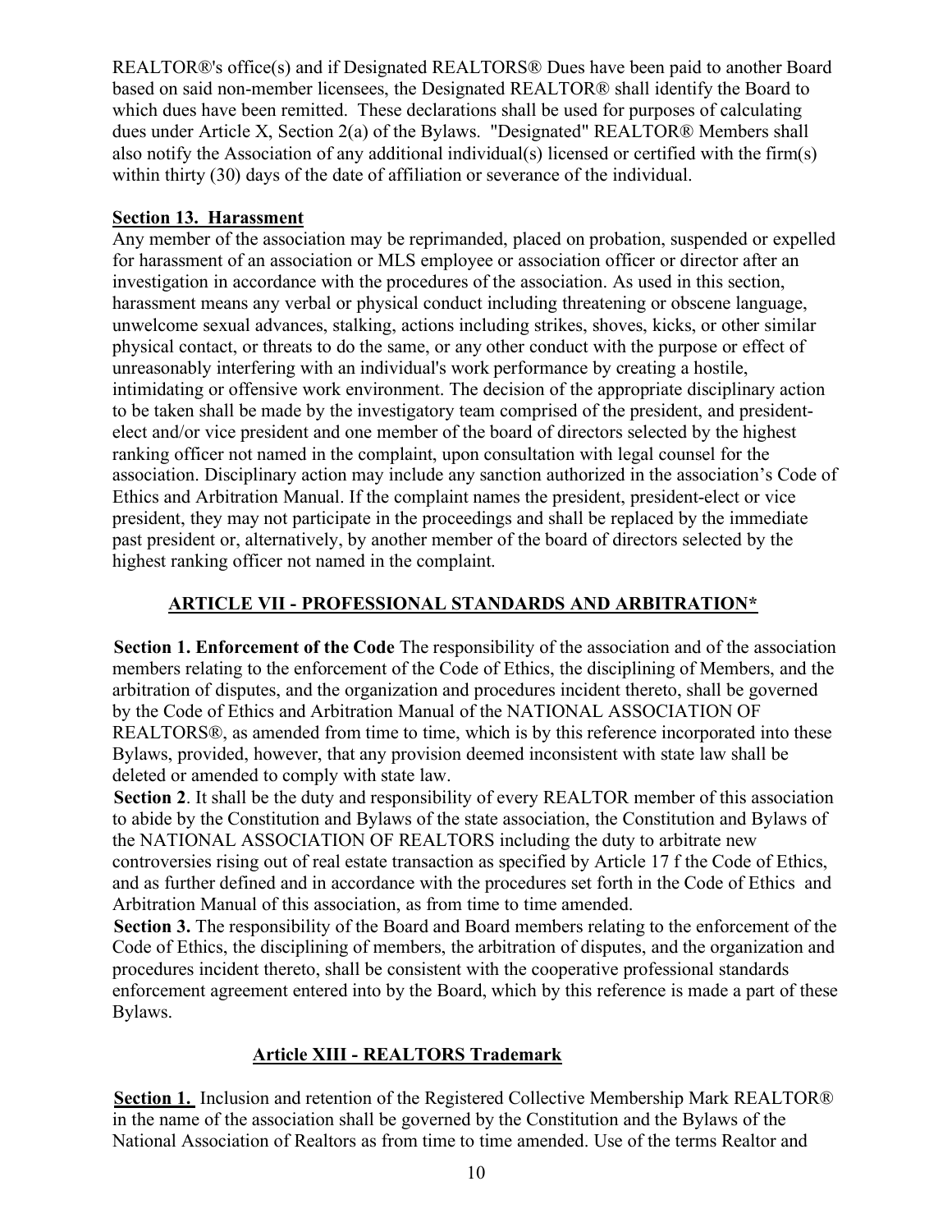REALTOR®'s office(s) and if Designated REALTORS® Dues have been paid to another Board based on said non-member licensees, the Designated REALTOR® shall identify the Board to which dues have been remitted. These declarations shall be used for purposes of calculating dues under Article X, Section 2(a) of the Bylaws. "Designated" REALTOR® Members shall also notify the Association of any additional individual(s) licensed or certified with the firm(s) within thirty (30) days of the date of affiliation or severance of the individual.

**Section 13. Harassment**

Any member of the association may be reprimanded, placed on probation, suspended or expelled for harassment of an association or MLS employee or association officer or director after an investigation in accordance with the procedures of the association. As used in this section, harassment means any verbal or physical conduct including threatening or obscene language, unwelcome sexual advances, stalking, actions including strikes, shoves, kicks, or other similar physical contact, or threats to do the same, or any other conduct with the purpose or effect of unreasonably interfering with an individual's work performance by creating a hostile, intimidating or offensive work environment. The decision of the appropriate disciplinary action to be taken shall be made by the investigatory team comprised of the president, and president-elect and/or vice president and one member of the board of directors selected by the highest ranking officer not named in the complaint, upon consultation with legal counsel for the association. Disciplinary action may include any sanction authorized in the association's Code of Ethics and Arbitration Manual. If the complaint names the president, president-elect or vice president, they may not participate in the proceedings and shall be replaced by the immediate past president or, alternatively, by another member of the board of directors selected by the highest ranking officer not named in the complaint.

## ARTICLE VII - PROFESSIONAL STANDARDS AND ARBITRATION*

**Section 1. Enforcement of the Code** The responsibility of the association and of the association members relating to the enforcement of the Code of Ethics, the disciplining of Members, and the arbitration of disputes, and the organization and procedures incident thereto, shall be governed by the Code of Ethics and Arbitration Manual of the NATIONAL ASSOCIATION OF REALTORS®, as amended from time to time, which is by this reference incorporated into these Bylaws, provided, however, that any provision deemed inconsistent with state law shall be deleted or amended to comply with state law.

**Section 2**. It shall be the duty and responsibility of every REALTOR member of this association to abide by the Constitution and Bylaws of the state association, the Constitution and Bylaws of the NATIONAL ASSOCIATION OF REALTORS including the duty to arbitrate new controversies rising out of real estate transaction as specified by Article 17 f the Code of Ethics, and as further defined and in accordance with the procedures set forth in the Code of Ethics and Arbitration Manual of this association, as from time to time amended.

**Section 3.** The responsibility of the Board and Board members relating to the enforcement of the Code of Ethics, the disciplining of members, the arbitration of disputes, and the organization and procedures incident thereto, shall be consistent with the cooperative professional standards enforcement agreement entered into by the Board, which by this reference is made a part of these Bylaws.

## Article XIII - REALTORS Trademark

**Section 1.** Inclusion and retention of the Registered Collective Membership Mark REALTOR® in the name of the association shall be governed by the Constitution and the Bylaws of the National Association of Realtors as from time to time amended. Use of the terms Realtor and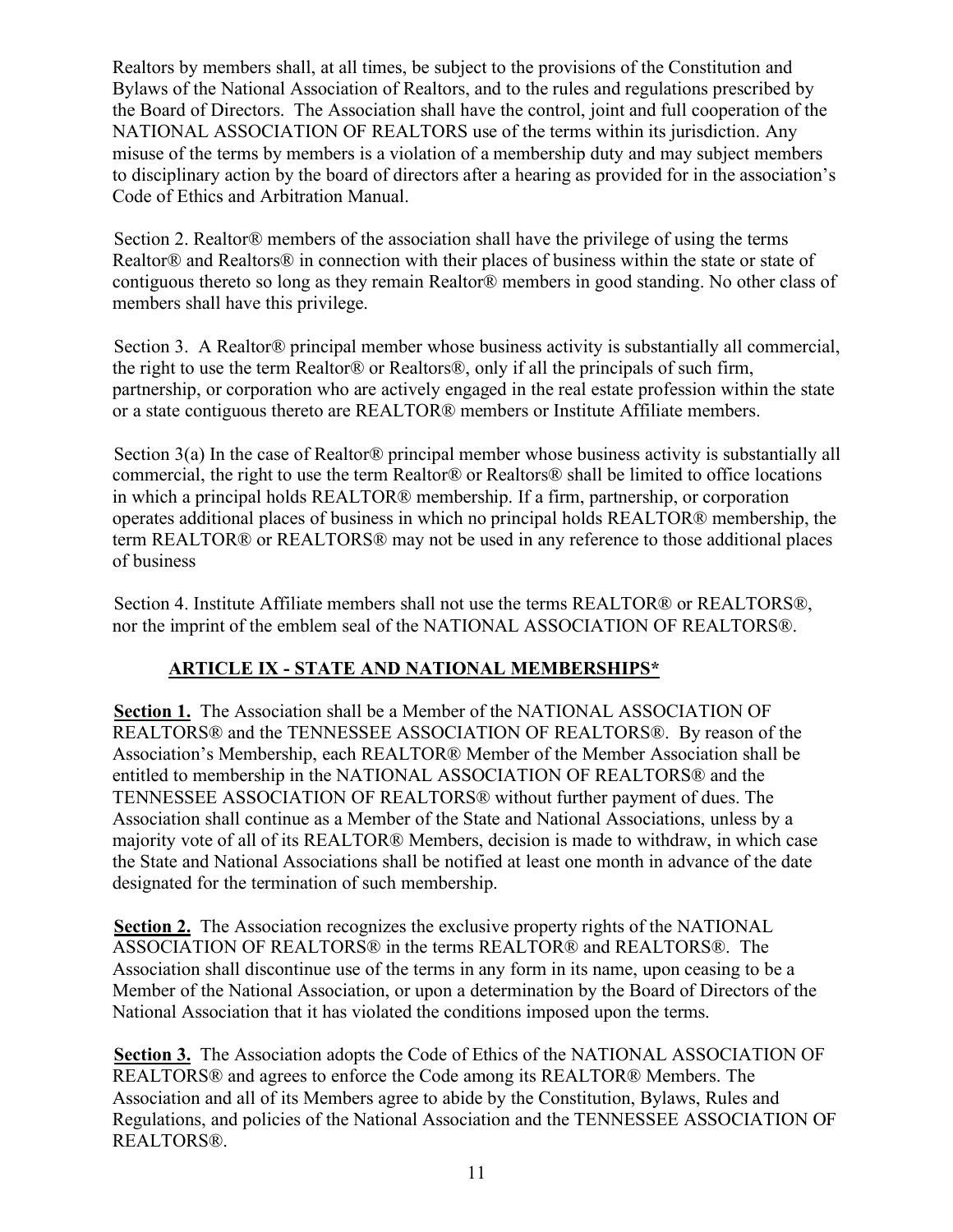Realtors by members shall, at all times, be subject to the provisions of the Constitution and Bylaws of the National Association of Realtors, and to the rules and regulations prescribed by the Board of Directors. The Association shall have the control, joint and full cooperation of the NATIONAL ASSOCIATION OF REALTORS use of the terms within its jurisdiction. Any misuse of the terms by members is a violation of a membership duty and may subject members to disciplinary action by the board of directors after a hearing as provided for in the association's Code of Ethics and Arbitration Manual.

Section 2. Realtor® members of the association shall have the privilege of using the terms Realtor® and Realtors® in connection with their places of business within the state or state of contiguous thereto so long as they remain Realtor® members in good standing. No other class of members shall have this privilege.

Section 3. A Realtor® principal member whose business activity is substantially all commercial, the right to use the term Realtor® or Realtors®, only if all the principals of such firm, partnership, or corporation who are actively engaged in the real estate profession within the state or a state contiguous thereto are REALTOR® members or Institute Affiliate members.

Section 3(a) In the case of Realtor® principal member whose business activity is substantially all commercial, the right to use the term Realtor® or Realtors® shall be limited to office locations in which a principal holds REALTOR® membership. If a firm, partnership, or corporation operates additional places of business in which no principal holds REALTOR® membership, the term REALTOR® or REALTORS® may not be used in any reference to those additional places of business

Section 4. Institute Affiliate members shall not use the terms REALTOR® or REALTORS®, nor the imprint of the emblem seal of the NATIONAL ASSOCIATION OF REALTORS®.

## ARTICLE IX - STATE AND NATIONAL MEMBERSHIPS*

**Section 1.** The Association shall be a Member of the NATIONAL ASSOCIATION OF REALTORS® and the TENNESSEE ASSOCIATION OF REALTORS®. By reason of the Association's Membership, each REALTOR® Member of the Member Association shall be entitled to membership in the NATIONAL ASSOCIATION OF REALTORS® and the TENNESSEE ASSOCIATION OF REALTORS® without further payment of dues. The Association shall continue as a Member of the State and National Associations, unless by a majority vote of all of its REALTOR® Members, decision is made to withdraw, in which case the State and National Associations shall be notified at least one month in advance of the date designated for the termination of such membership.

**Section 2.** The Association recognizes the exclusive property rights of the NATIONAL ASSOCIATION OF REALTORS® in the terms REALTOR® and REALTORS®. The Association shall discontinue use of the terms in any form in its name, upon ceasing to be a Member of the National Association, or upon a determination by the Board of Directors of the National Association that it has violated the conditions imposed upon the terms.

**Section 3.** The Association adopts the Code of Ethics of the NATIONAL ASSOCIATION OF REALTORS® and agrees to enforce the Code among its REALTOR® Members. The Association and all of its Members agree to abide by the Constitution, Bylaws, Rules and Regulations, and policies of the National Association and the TENNESSEE ASSOCIATION OF REALTORS®.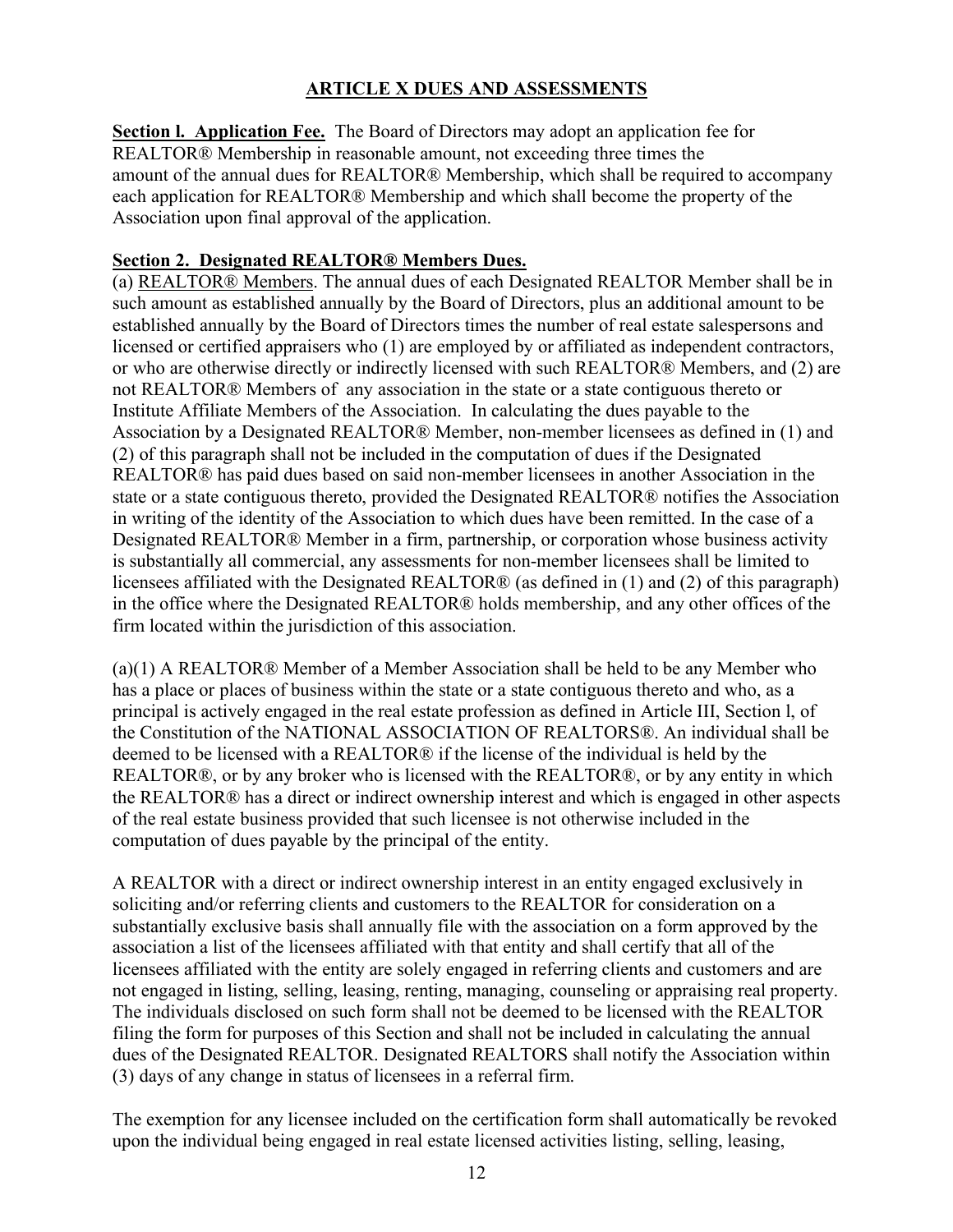## ARTICLE X DUES AND ASSESSMENTS

**Section l. Application Fee.** The Board of Directors may adopt an application fee for REALTOR® Membership in reasonable amount, not exceeding three times the amount of the annual dues for REALTOR® Membership, which shall be required to accompany each application for REALTOR® Membership and which shall become the property of the Association upon final approval of the application.

**Section 2. Designated REALTOR® Members Dues.**

(a) REALTOR® Members. The annual dues of each Designated REALTOR Member shall be in such amount as established annually by the Board of Directors, plus an additional amount to be established annually by the Board of Directors times the number of real estate salespersons and licensed or certified appraisers who (1) are employed by or affiliated as independent contractors, or who are otherwise directly or indirectly licensed with such REALTOR® Members, and (2) are not REALTOR® Members of any association in the state or a state contiguous thereto or Institute Affiliate Members of the Association. In calculating the dues payable to the Association by a Designated REALTOR® Member, non-member licensees as defined in (1) and (2) of this paragraph shall not be included in the computation of dues if the Designated REALTOR® has paid dues based on said non-member licensees in another Association in the state or a state contiguous thereto, provided the Designated REALTOR® notifies the Association in writing of the identity of the Association to which dues have been remitted. In the case of a Designated REALTOR® Member in a firm, partnership, or corporation whose business activity is substantially all commercial, any assessments for non-member licensees shall be limited to licensees affiliated with the Designated REALTOR® (as defined in (1) and (2) of this paragraph) in the office where the Designated REALTOR® holds membership, and any other offices of the firm located within the jurisdiction of this association.

(a)(1) A REALTOR® Member of a Member Association shall be held to be any Member who has a place or places of business within the state or a state contiguous thereto and who, as a principal is actively engaged in the real estate profession as defined in Article III, Section l, of the Constitution of the NATIONAL ASSOCIATION OF REALTORS®. An individual shall be deemed to be licensed with a REALTOR® if the license of the individual is held by the REALTOR®, or by any broker who is licensed with the REALTOR®, or by any entity in which the REALTOR® has a direct or indirect ownership interest and which is engaged in other aspects of the real estate business provided that such licensee is not otherwise included in the computation of dues payable by the principal of the entity.

A REALTOR with a direct or indirect ownership interest in an entity engaged exclusively in soliciting and/or referring clients and customers to the REALTOR for consideration on a substantially exclusive basis shall annually file with the association on a form approved by the association a list of the licensees affiliated with that entity and shall certify that all of the licensees affiliated with the entity are solely engaged in referring clients and customers and are not engaged in listing, selling, leasing, renting, managing, counseling or appraising real property. The individuals disclosed on such form shall not be deemed to be licensed with the REALTOR filing the form for purposes of this Section and shall not be included in calculating the annual dues of the Designated REALTOR. Designated REALTORS shall notify the Association within (3) days of any change in status of licensees in a referral firm.

The exemption for any licensee included on the certification form shall automatically be revoked upon the individual being engaged in real estate licensed activities listing, selling, leasing,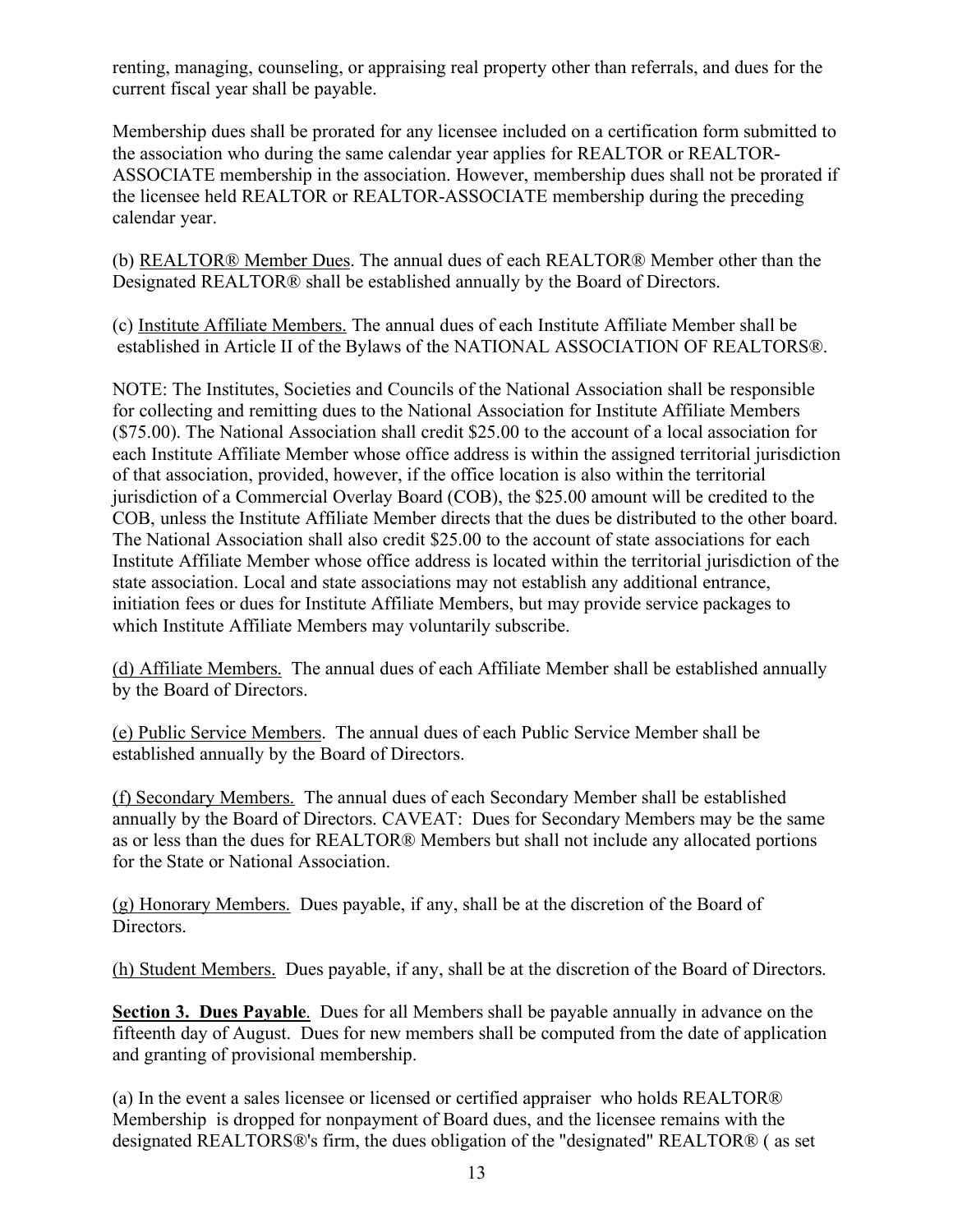renting, managing, counseling, or appraising real property other than referrals, and dues for the current fiscal year shall be payable.

Membership dues shall be prorated for any licensee included on a certification form submitted to the association who during the same calendar year applies for REALTOR or REALTOR-ASSOCIATE membership in the association. However, membership dues shall not be prorated if the licensee held REALTOR or REALTOR-ASSOCIATE membership during the preceding calendar year.

(b) <u>REALTOR® Member Dues</u>. The annual dues of each REALTOR® Member other than the Designated REALTOR® shall be established annually by the Board of Directors.

(c) <u>Institute Affiliate Members.</u> The annual dues of each Institute Affiliate Member shall be established in Article II of the Bylaws of the NATIONAL ASSOCIATION OF REALTORS®.

NOTE: The Institutes, Societies and Councils of the National Association shall be responsible for collecting and remitting dues to the National Association for Institute Affiliate Members ($75.00). The National Association shall credit $25.00 to the account of a local association for each Institute Affiliate Member whose office address is within the assigned territorial jurisdiction of that association, provided, however, if the office location is also within the territorial jurisdiction of a Commercial Overlay Board (COB), the $25.00 amount will be credited to the COB, unless the Institute Affiliate Member directs that the dues be distributed to the other board. The National Association shall also credit $25.00 to the account of state associations for each Institute Affiliate Member whose office address is located within the territorial jurisdiction of the state association. Local and state associations may not establish any additional entrance, initiation fees or dues for Institute Affiliate Members, but may provide service packages to which Institute Affiliate Members may voluntarily subscribe.

<u>(d) Affiliate Members.</u> The annual dues of each Affiliate Member shall be established annually by the Board of Directors.

<u>(e) Public Service Members</u>. The annual dues of each Public Service Member shall be established annually by the Board of Directors.

<u>(f) Secondary Members.</u> The annual dues of each Secondary Member shall be established annually by the Board of Directors. CAVEAT: Dues for Secondary Members may be the same as or less than the dues for REALTOR® Members but shall not include any allocated portions for the State or National Association.

<u>(g) Honorary Members.</u> Dues payable, if any, shall be at the discretion of the Board of Directors.

<u>(h) Student Members.</u> Dues payable, if any, shall be at the discretion of the Board of Directors.

**<u>Section 3. Dues Payable</u>**. Dues for all Members shall be payable annually in advance on the fifteenth day of August. Dues for new members shall be computed from the date of application and granting of provisional membership.

(a) In the event a sales licensee or licensed or certified appraiser who holds REALTOR® Membership is dropped for nonpayment of Board dues, and the licensee remains with the designated REALTORS®'s firm, the dues obligation of the "designated" REALTOR® ( as set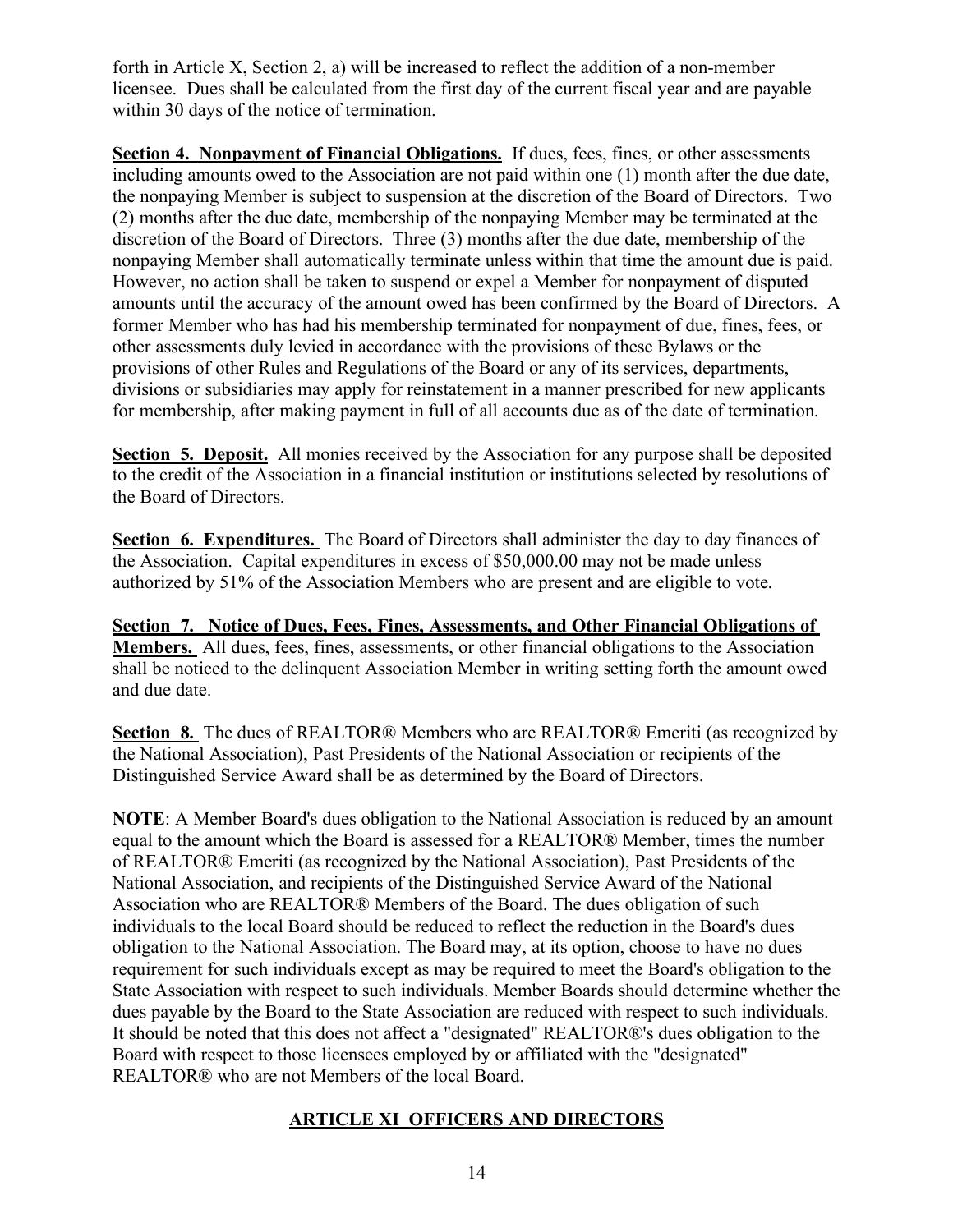forth in Article X, Section 2, a) will be increased to reflect the addition of a non-member licensee. Dues shall be calculated from the first day of the current fiscal year and are payable within 30 days of the notice of termination.

**Section 4. Nonpayment of Financial Obligations.** If dues, fees, fines, or other assessments including amounts owed to the Association are not paid within one (1) month after the due date, the nonpaying Member is subject to suspension at the discretion of the Board of Directors. Two (2) months after the due date, membership of the nonpaying Member may be terminated at the discretion of the Board of Directors. Three (3) months after the due date, membership of the nonpaying Member shall automatically terminate unless within that time the amount due is paid. However, no action shall be taken to suspend or expel a Member for nonpayment of disputed amounts until the accuracy of the amount owed has been confirmed by the Board of Directors. A former Member who has had his membership terminated for nonpayment of due, fines, fees, or other assessments duly levied in accordance with the provisions of these Bylaws or the provisions of other Rules and Regulations of the Board or any of its services, departments, divisions or subsidiaries may apply for reinstatement in a manner prescribed for new applicants for membership, after making payment in full of all accounts due as of the date of termination.

**Section 5. Deposit.** All monies received by the Association for any purpose shall be deposited to the credit of the Association in a financial institution or institutions selected by resolutions of the Board of Directors.

**Section 6. Expenditures.** The Board of Directors shall administer the day to day finances of the Association. Capital expenditures in excess of $50,000.00 may not be made unless authorized by 51% of the Association Members who are present and are eligible to vote.

**Section 7. Notice of Dues, Fees, Fines, Assessments, and Other Financial Obligations of Members.** All dues, fees, fines, assessments, or other financial obligations to the Association shall be noticed to the delinquent Association Member in writing setting forth the amount owed and due date.

**Section 8.** The dues of REALTOR® Members who are REALTOR® Emeriti (as recognized by the National Association), Past Presidents of the National Association or recipients of the Distinguished Service Award shall be as determined by the Board of Directors.

**NOTE**: A Member Board's dues obligation to the National Association is reduced by an amount equal to the amount which the Board is assessed for a REALTOR® Member, times the number of REALTOR® Emeriti (as recognized by the National Association), Past Presidents of the National Association, and recipients of the Distinguished Service Award of the National Association who are REALTOR® Members of the Board. The dues obligation of such individuals to the local Board should be reduced to reflect the reduction in the Board's dues obligation to the National Association. The Board may, at its option, choose to have no dues requirement for such individuals except as may be required to meet the Board's obligation to the State Association with respect to such individuals. Member Boards should determine whether the dues payable by the Board to the State Association are reduced with respect to such individuals. It should be noted that this does not affect a "designated" REALTOR®'s dues obligation to the Board with respect to those licensees employed by or affiliated with the "designated" REALTOR® who are not Members of the local Board.

## ARTICLE XI OFFICERS AND DIRECTORS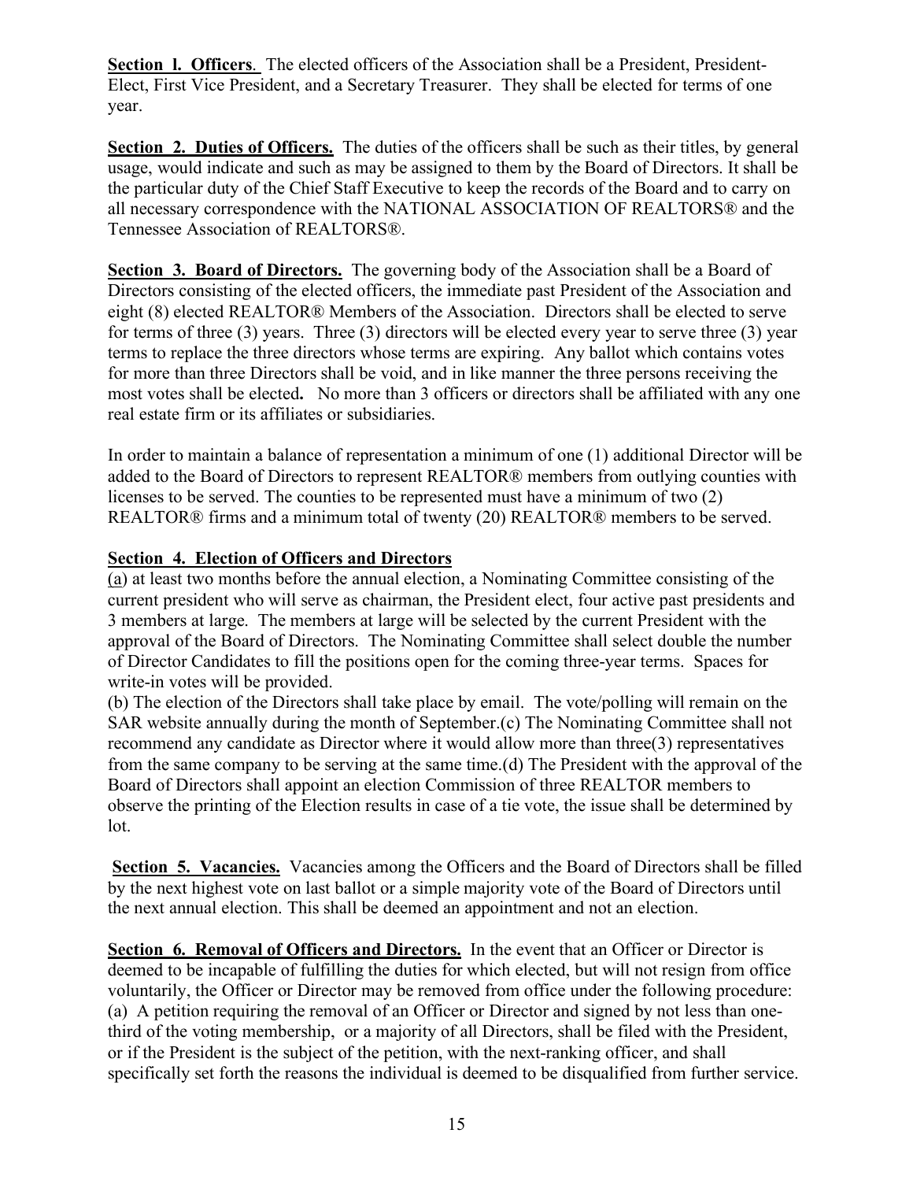**Section l. Officers**. The elected officers of the Association shall be a President, President-Elect, First Vice President, and a Secretary Treasurer. They shall be elected for terms of one year.

**Section 2. Duties of Officers.** The duties of the officers shall be such as their titles, by general usage, would indicate and such as may be assigned to them by the Board of Directors. It shall be the particular duty of the Chief Staff Executive to keep the records of the Board and to carry on all necessary correspondence with the NATIONAL ASSOCIATION OF REALTORS® and the Tennessee Association of REALTORS®.

**Section 3. Board of Directors.** The governing body of the Association shall be a Board of Directors consisting of the elected officers, the immediate past President of the Association and eight (8) elected REALTOR® Members of the Association. Directors shall be elected to serve for terms of three (3) years. Three (3) directors will be elected every year to serve three (3) year terms to replace the three directors whose terms are expiring. Any ballot which contains votes for more than three Directors shall be void, and in like manner the three persons receiving the most votes shall be elected**.** No more than 3 officers or directors shall be affiliated with any one real estate firm or its affiliates or subsidiaries.

In order to maintain a balance of representation a minimum of one (1) additional Director will be added to the Board of Directors to represent REALTOR® members from outlying counties with licenses to be served. The counties to be represented must have a minimum of two (2) REALTOR® firms and a minimum total of twenty (20) REALTOR® members to be served.

**Section 4. Election of Officers and Directors**

(a) at least two months before the annual election, a Nominating Committee consisting of the current president who will serve as chairman, the President elect, four active past presidents and 3 members at large. The members at large will be selected by the current President with the approval of the Board of Directors. The Nominating Committee shall select double the number of Director Candidates to fill the positions open for the coming three-year terms. Spaces for write-in votes will be provided.

(b) The election of the Directors shall take place by email. The vote/polling will remain on the SAR website annually during the month of September.(c) The Nominating Committee shall not recommend any candidate as Director where it would allow more than three(3) representatives from the same company to be serving at the same time.(d) The President with the approval of the Board of Directors shall appoint an election Commission of three REALTOR members to observe the printing of the Election results in case of a tie vote, the issue shall be determined by lot.

**Section 5. Vacancies.** Vacancies among the Officers and the Board of Directors shall be filled by the next highest vote on last ballot or a simple majority vote of the Board of Directors until the next annual election. This shall be deemed an appointment and not an election.

**Section 6. Removal of Officers and Directors.** In the event that an Officer or Director is deemed to be incapable of fulfilling the duties for which elected, but will not resign from office voluntarily, the Officer or Director may be removed from office under the following procedure:

(a) A petition requiring the removal of an Officer or Director and signed by not less than one-third of the voting membership, or a majority of all Directors, shall be filed with the President, or if the President is the subject of the petition, with the next-ranking officer, and shall specifically set forth the reasons the individual is deemed to be disqualified from further service.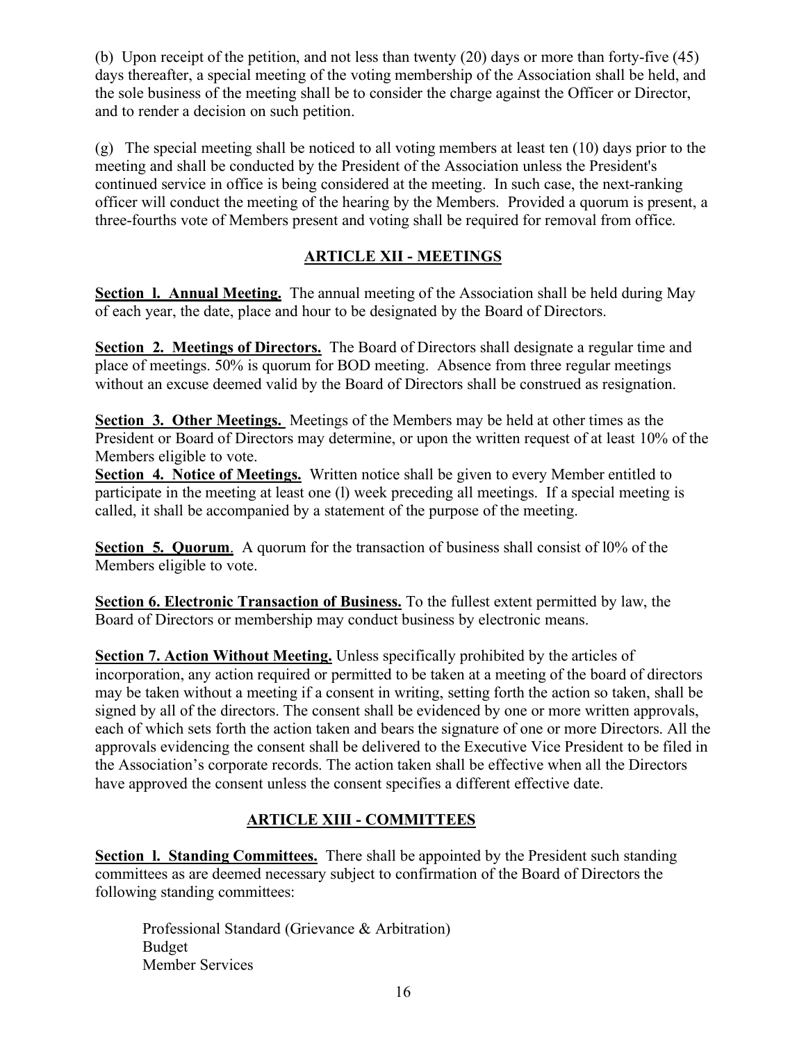(b) Upon receipt of the petition, and not less than twenty (20) days or more than forty-five (45) days thereafter, a special meeting of the voting membership of the Association shall be held, and the sole business of the meeting shall be to consider the charge against the Officer or Director, and to render a decision on such petition.

(g) The special meeting shall be noticed to all voting members at least ten (10) days prior to the meeting and shall be conducted by the President of the Association unless the President's continued service in office is being considered at the meeting. In such case, the next-ranking officer will conduct the meeting of the hearing by the Members. Provided a quorum is present, a three-fourths vote of Members present and voting shall be required for removal from office.

## ARTICLE XII - MEETINGS

**Section l. Annual Meeting.** The annual meeting of the Association shall be held during May of each year, the date, place and hour to be designated by the Board of Directors.

**Section 2. Meetings of Directors.** The Board of Directors shall designate a regular time and place of meetings. 50% is quorum for BOD meeting. Absence from three regular meetings without an excuse deemed valid by the Board of Directors shall be construed as resignation.

**Section 3. Other Meetings.** Meetings of the Members may be held at other times as the President or Board of Directors may determine, or upon the written request of at least 10% of the Members eligible to vote.

**Section 4. Notice of Meetings.** Written notice shall be given to every Member entitled to participate in the meeting at least one (l) week preceding all meetings. If a special meeting is called, it shall be accompanied by a statement of the purpose of the meeting.

**Section 5. Quorum**. A quorum for the transaction of business shall consist of l0% of the Members eligible to vote.

**Section 6. Electronic Transaction of Business.** To the fullest extent permitted by law, the Board of Directors or membership may conduct business by electronic means.

**Section 7. Action Without Meeting.** Unless specifically prohibited by the articles of incorporation, any action required or permitted to be taken at a meeting of the board of directors may be taken without a meeting if a consent in writing, setting forth the action so taken, shall be signed by all of the directors. The consent shall be evidenced by one or more written approvals, each of which sets forth the action taken and bears the signature of one or more Directors. All the approvals evidencing the consent shall be delivered to the Executive Vice President to be filed in the Association's corporate records. The action taken shall be effective when all the Directors have approved the consent unless the consent specifies a different effective date.

## ARTICLE XIII - COMMITTEES

**Section l. Standing Committees.** There shall be appointed by the President such standing committees as are deemed necessary subject to confirmation of the Board of Directors the following standing committees:

Professional Standard (Grievance & Arbitration)
Budget
Member Services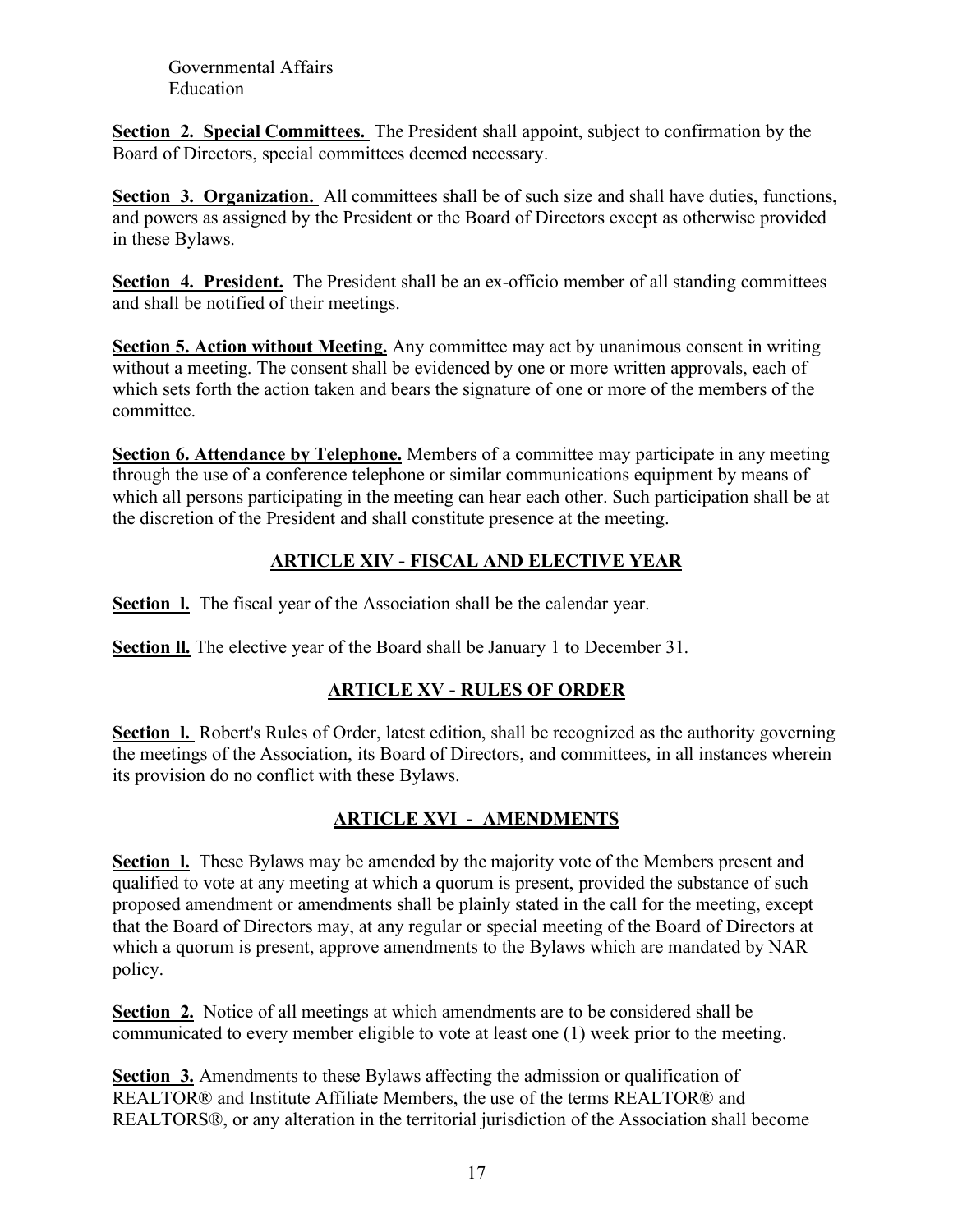Governmental Affairs
Education

**Section 2. Special Committees.** The President shall appoint, subject to confirmation by the Board of Directors, special committees deemed necessary.

**Section 3. Organization.** All committees shall be of such size and shall have duties, functions, and powers as assigned by the President or the Board of Directors except as otherwise provided in these Bylaws.

**Section 4. President.** The President shall be an ex-officio member of all standing committees and shall be notified of their meetings.

**Section 5. Action without Meeting.** Any committee may act by unanimous consent in writing without a meeting. The consent shall be evidenced by one or more written approvals, each of which sets forth the action taken and bears the signature of one or more of the members of the committee.

**Section 6. Attendance by Telephone.** Members of a committee may participate in any meeting through the use of a conference telephone or similar communications equipment by means of which all persons participating in the meeting can hear each other. Such participation shall be at the discretion of the President and shall constitute presence at the meeting.

## ARTICLE XIV - FISCAL AND ELECTIVE YEAR

**Section l.** The fiscal year of the Association shall be the calendar year.

**Section ll.** The elective year of the Board shall be January 1 to December 31.

## ARTICLE XV - RULES OF ORDER

**Section l.** Robert's Rules of Order, latest edition, shall be recognized as the authority governing the meetings of the Association, its Board of Directors, and committees, in all instances wherein its provision do no conflict with these Bylaws.

## ARTICLE XVI - AMENDMENTS

**Section l.** These Bylaws may be amended by the majority vote of the Members present and qualified to vote at any meeting at which a quorum is present, provided the substance of such proposed amendment or amendments shall be plainly stated in the call for the meeting, except that the Board of Directors may, at any regular or special meeting of the Board of Directors at which a quorum is present, approve amendments to the Bylaws which are mandated by NAR policy.

**Section 2.** Notice of all meetings at which amendments are to be considered shall be communicated to every member eligible to vote at least one (1) week prior to the meeting.

**Section 3.** Amendments to these Bylaws affecting the admission or qualification of REALTOR® and Institute Affiliate Members, the use of the terms REALTOR® and REALTORS®, or any alteration in the territorial jurisdiction of the Association shall become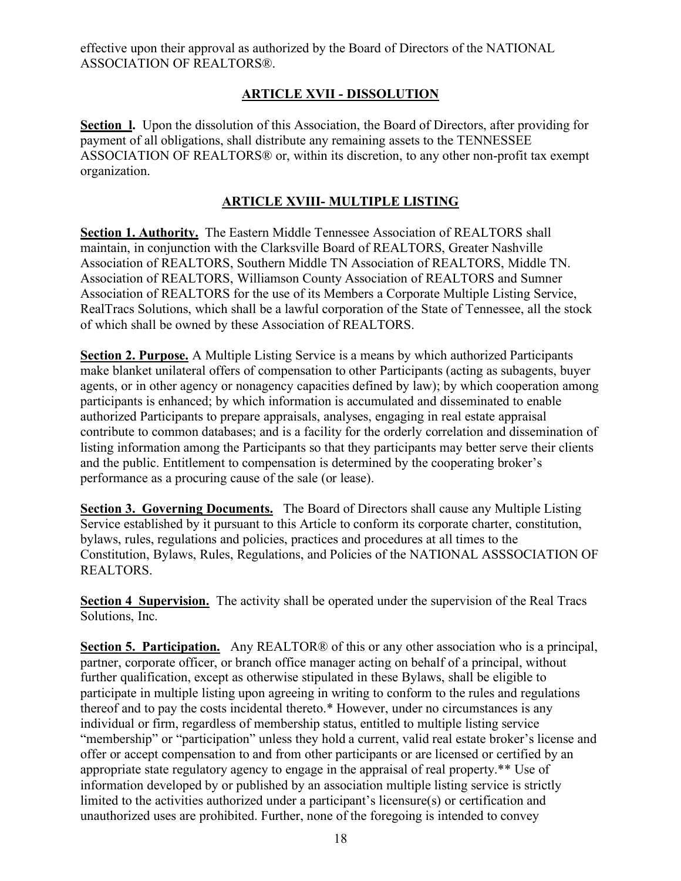effective upon their approval as authorized by the Board of Directors of the NATIONAL ASSOCIATION OF REALTORS®.

## ARTICLE XVII - DISSOLUTION

**Section l.** Upon the dissolution of this Association, the Board of Directors, after providing for payment of all obligations, shall distribute any remaining assets to the TENNESSEE ASSOCIATION OF REALTORS® or, within its discretion, to any other non-profit tax exempt organization.

## ARTICLE XVIII- MULTIPLE LISTING

**Section 1. Authority.** The Eastern Middle Tennessee Association of REALTORS shall maintain, in conjunction with the Clarksville Board of REALTORS, Greater Nashville Association of REALTORS, Southern Middle TN Association of REALTORS, Middle TN. Association of REALTORS, Williamson County Association of REALTORS and Sumner Association of REALTORS for the use of its Members a Corporate Multiple Listing Service, RealTracs Solutions, which shall be a lawful corporation of the State of Tennessee, all the stock of which shall be owned by these Association of REALTORS.

**Section 2. Purpose.** A Multiple Listing Service is a means by which authorized Participants make blanket unilateral offers of compensation to other Participants (acting as subagents, buyer agents, or in other agency or nonagency capacities defined by law); by which cooperation among participants is enhanced; by which information is accumulated and disseminated to enable authorized Participants to prepare appraisals, analyses, engaging in real estate appraisal contribute to common databases; and is a facility for the orderly correlation and dissemination of listing information among the Participants so that they participants may better serve their clients and the public. Entitlement to compensation is determined by the cooperating broker's performance as a procuring cause of the sale (or lease).

**Section 3. Governing Documents.** The Board of Directors shall cause any Multiple Listing Service established by it pursuant to this Article to conform its corporate charter, constitution, bylaws, rules, regulations and policies, practices and procedures at all times to the Constitution, Bylaws, Rules, Regulations, and Policies of the NATIONAL ASSSOCIATION OF REALTORS.

**Section 4 Supervision.** The activity shall be operated under the supervision of the Real Tracs Solutions, Inc.

**Section 5. Participation.** Any REALTOR® of this or any other association who is a principal, partner, corporate officer, or branch office manager acting on behalf of a principal, without further qualification, except as otherwise stipulated in these Bylaws, shall be eligible to participate in multiple listing upon agreeing in writing to conform to the rules and regulations thereof and to pay the costs incidental thereto.* However, under no circumstances is any individual or firm, regardless of membership status, entitled to multiple listing service "membership" or "participation" unless they hold a current, valid real estate broker's license and offer or accept compensation to and from other participants or are licensed or certified by an appropriate state regulatory agency to engage in the appraisal of real property.** Use of information developed by or published by an association multiple listing service is strictly limited to the activities authorized under a participant's licensure(s) or certification and unauthorized uses are prohibited. Further, none of the foregoing is intended to convey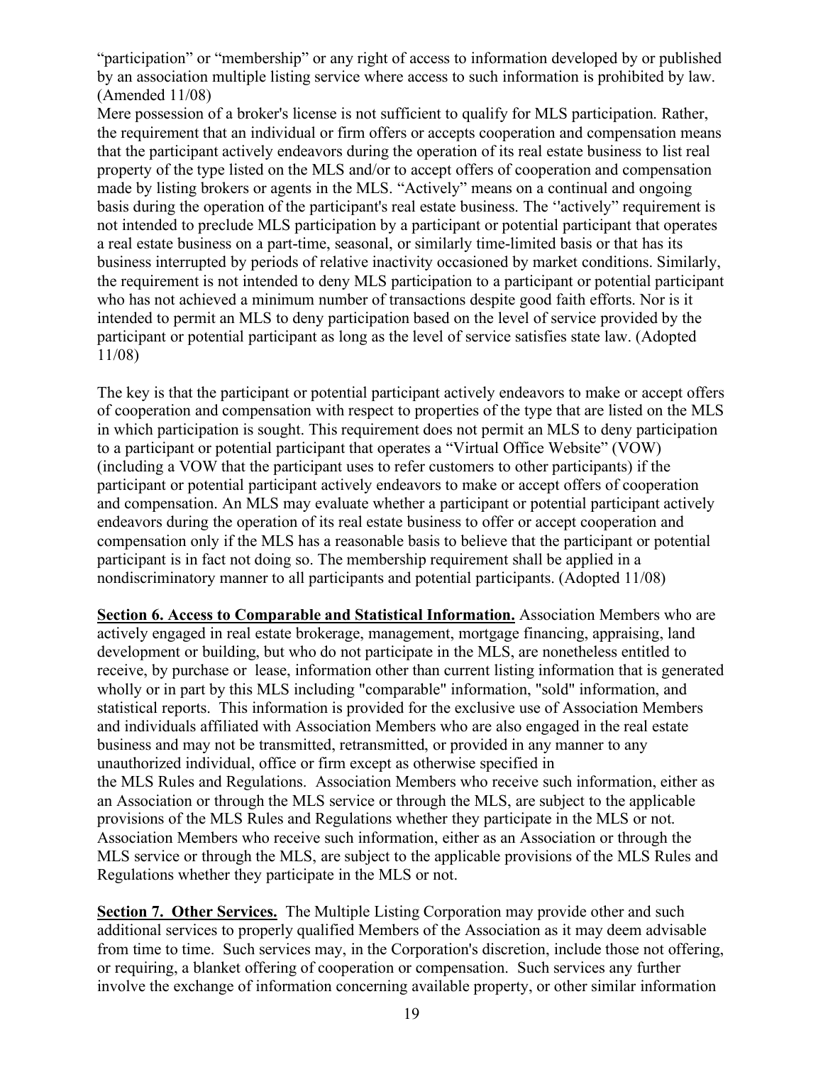"participation" or "membership" or any right of access to information developed by or published by an association multiple listing service where access to such information is prohibited by law. (Amended 11/08)

Mere possession of a broker's license is not sufficient to qualify for MLS participation. Rather, the requirement that an individual or firm offers or accepts cooperation and compensation means that the participant actively endeavors during the operation of its real estate business to list real property of the type listed on the MLS and/or to accept offers of cooperation and compensation made by listing brokers or agents in the MLS. "Actively" means on a continual and ongoing basis during the operation of the participant's real estate business. The ''actively" requirement is not intended to preclude MLS participation by a participant or potential participant that operates a real estate business on a part-time, seasonal, or similarly time-limited basis or that has its business interrupted by periods of relative inactivity occasioned by market conditions. Similarly, the requirement is not intended to deny MLS participation to a participant or potential participant who has not achieved a minimum number of transactions despite good faith efforts. Nor is it intended to permit an MLS to deny participation based on the level of service provided by the participant or potential participant as long as the level of service satisfies state law. (Adopted 11/08)

The key is that the participant or potential participant actively endeavors to make or accept offers of cooperation and compensation with respect to properties of the type that are listed on the MLS in which participation is sought. This requirement does not permit an MLS to deny participation to a participant or potential participant that operates a "Virtual Office Website" (VOW) (including a VOW that the participant uses to refer customers to other participants) if the participant or potential participant actively endeavors to make or accept offers of cooperation and compensation. An MLS may evaluate whether a participant or potential participant actively endeavors during the operation of its real estate business to offer or accept cooperation and compensation only if the MLS has a reasonable basis to believe that the participant or potential participant is in fact not doing so. The membership requirement shall be applied in a nondiscriminatory manner to all participants and potential participants. (Adopted 11/08)

**Section 6. Access to Comparable and Statistical Information.** Association Members who are actively engaged in real estate brokerage, management, mortgage financing, appraising, land development or building, but who do not participate in the MLS, are nonetheless entitled to receive, by purchase or lease, information other than current listing information that is generated wholly or in part by this MLS including "comparable" information, "sold" information, and statistical reports. This information is provided for the exclusive use of Association Members and individuals affiliated with Association Members who are also engaged in the real estate business and may not be transmitted, retransmitted, or provided in any manner to any unauthorized individual, office or firm except as otherwise specified in the MLS Rules and Regulations. Association Members who receive such information, either as an Association or through the MLS service or through the MLS, are subject to the applicable provisions of the MLS Rules and Regulations whether they participate in the MLS or not. Association Members who receive such information, either as an Association or through the MLS service or through the MLS, are subject to the applicable provisions of the MLS Rules and Regulations whether they participate in the MLS or not.

**Section 7. Other Services.** The Multiple Listing Corporation may provide other and such additional services to properly qualified Members of the Association as it may deem advisable from time to time. Such services may, in the Corporation's discretion, include those not offering, or requiring, a blanket offering of cooperation or compensation. Such services any further involve the exchange of information concerning available property, or other similar information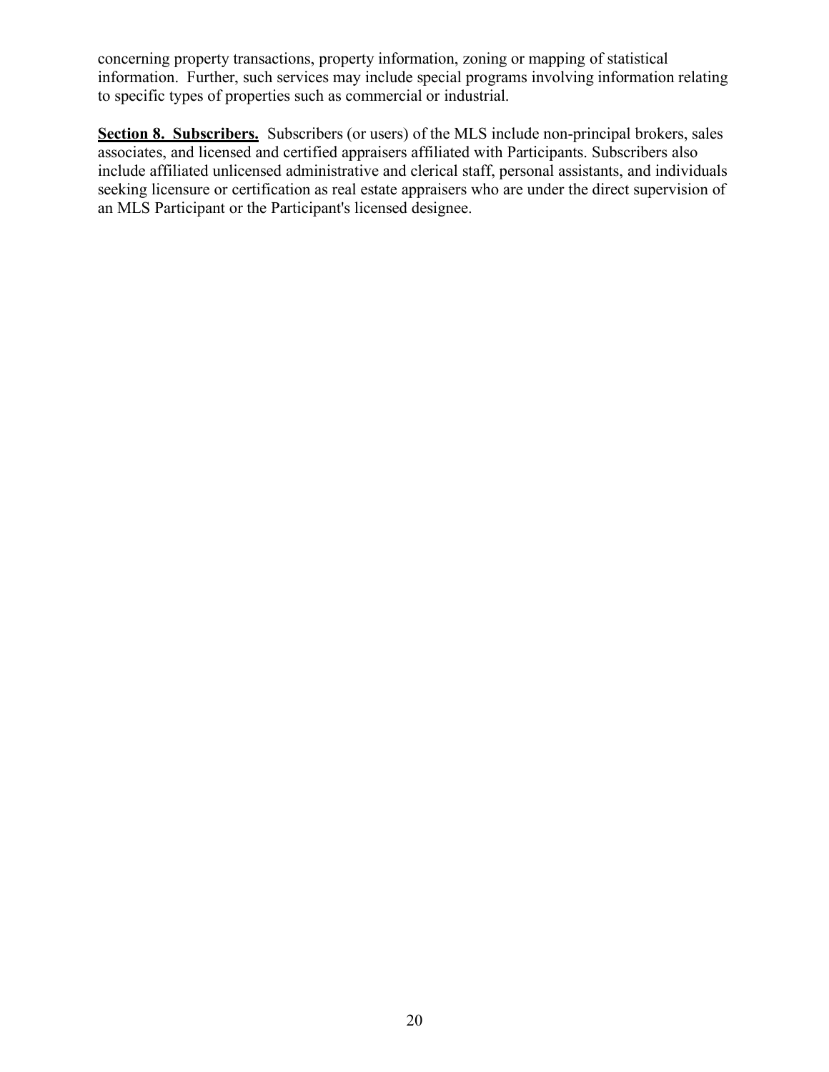concerning property transactions, property information, zoning or mapping of statistical information. Further, such services may include special programs involving information relating to specific types of properties such as commercial or industrial.

**Section 8. Subscribers.** Subscribers (or users) of the MLS include non-principal brokers, sales associates, and licensed and certified appraisers affiliated with Participants. Subscribers also include affiliated unlicensed administrative and clerical staff, personal assistants, and individuals seeking licensure or certification as real estate appraisers who are under the direct supervision of an MLS Participant or the Participant's licensed designee.